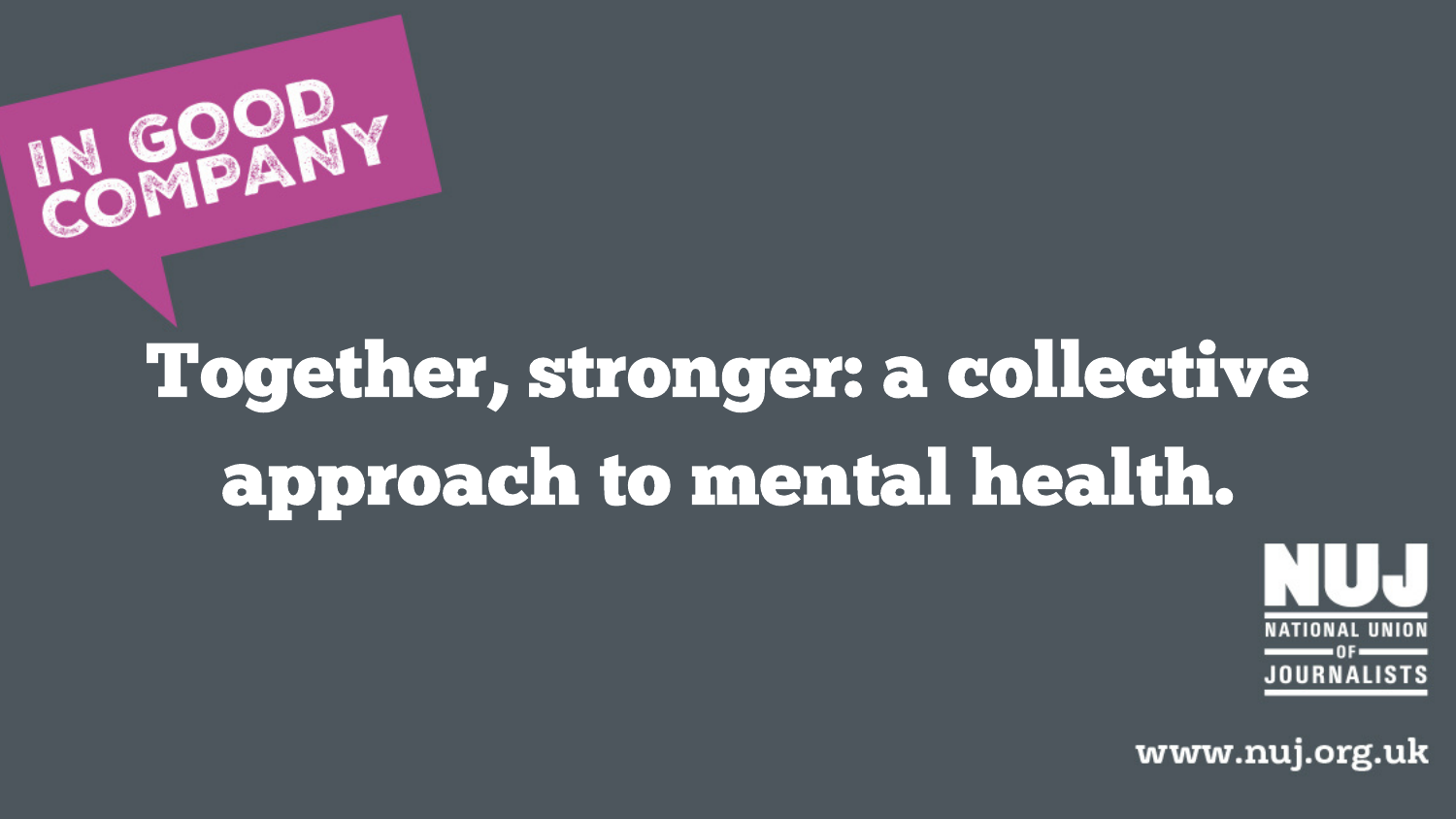IN GOOD COMPANY

# Together, stronger: a collective approach to mental health.

NUJ
NATIONAL UNION OF JOURNALISTS

www.nuj.org.uk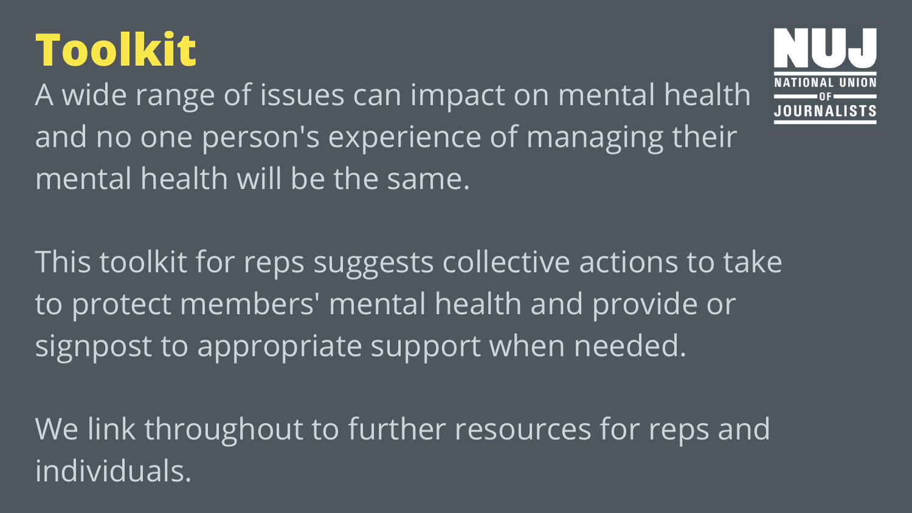# Toolkit

A wide range of issues can impact on mental health and no one person's experience of managing their mental health will be the same.

This toolkit for reps suggests collective actions to take to protect members' mental health and provide or signpost to appropriate support when needed.

We link throughout to further resources for reps and individuals.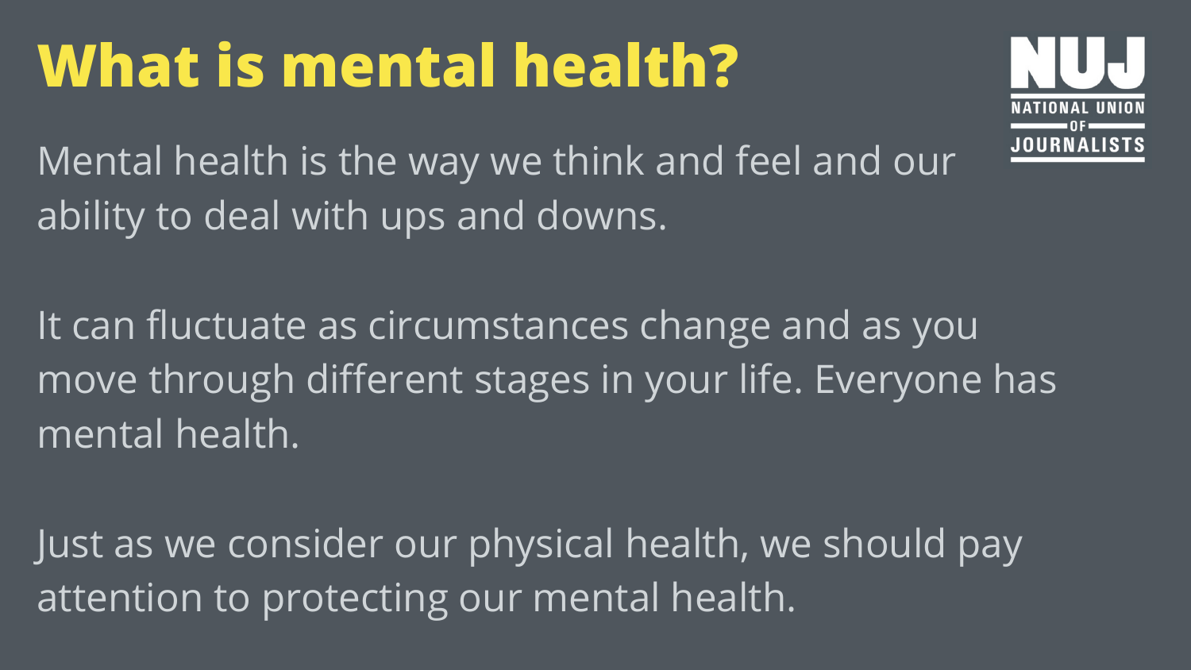# What is mental health?

NUJ NATIONAL UNION OF JOURNALISTS

Mental health is the way we think and feel and our ability to deal with ups and downs.

It can fluctuate as circumstances change and as you move through different stages in your life. Everyone has mental health.

Just as we consider our physical health, we should pay attention to protecting our mental health.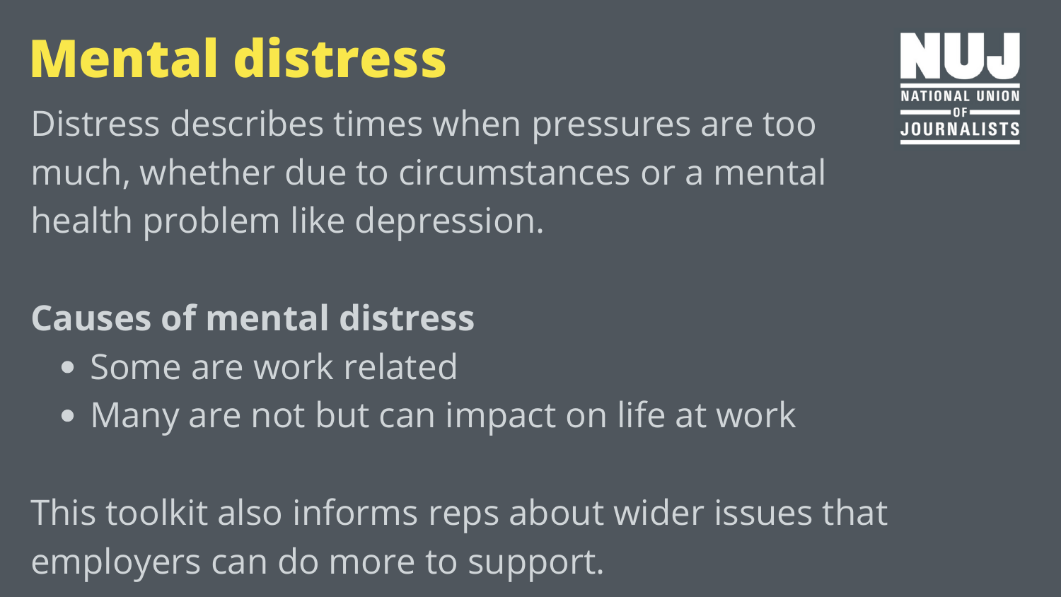# Mental distress

Distress describes times when pressures are too much, whether due to circumstances or a mental health problem like depression.

**Causes of mental distress**

- Some are work related
- Many are not but can impact on life at work

This toolkit also informs reps about wider issues that employers can do more to support.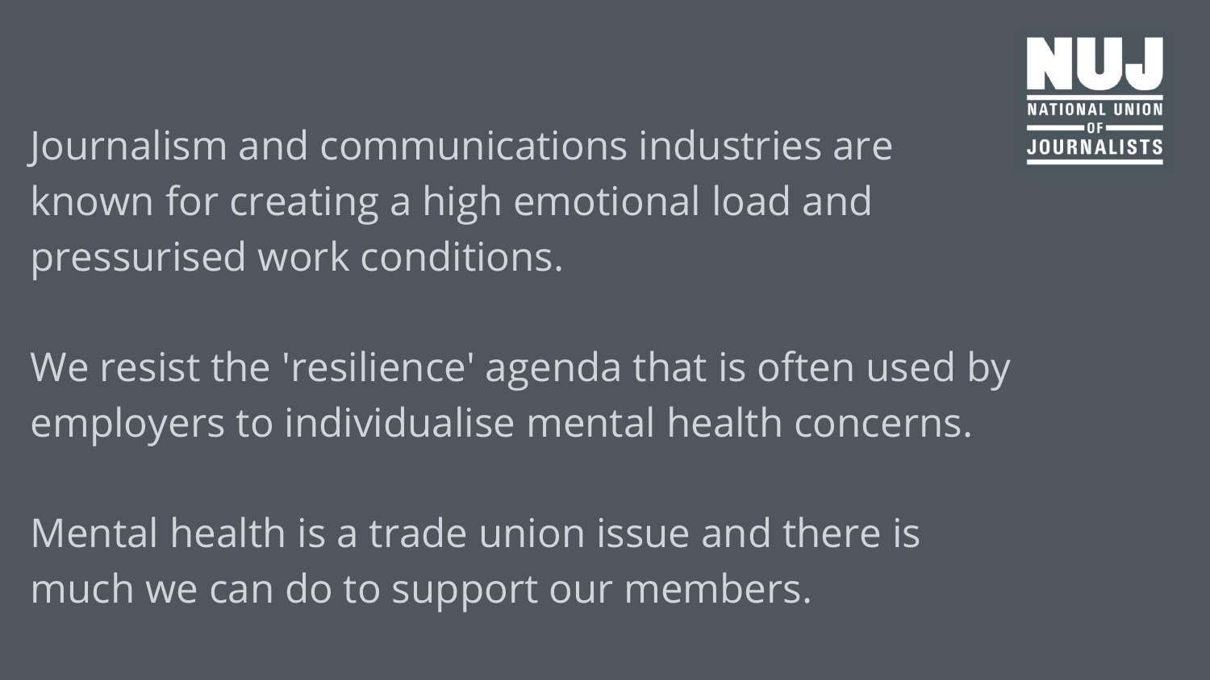NUJ NATIONAL UNION OF JOURNALISTS

Journalism and communications industries are known for creating a high emotional load and pressurised work conditions.

We resist the 'resilience' agenda that is often used by employers to individualise mental health concerns.

Mental health is a trade union issue and there is much we can do to support our members.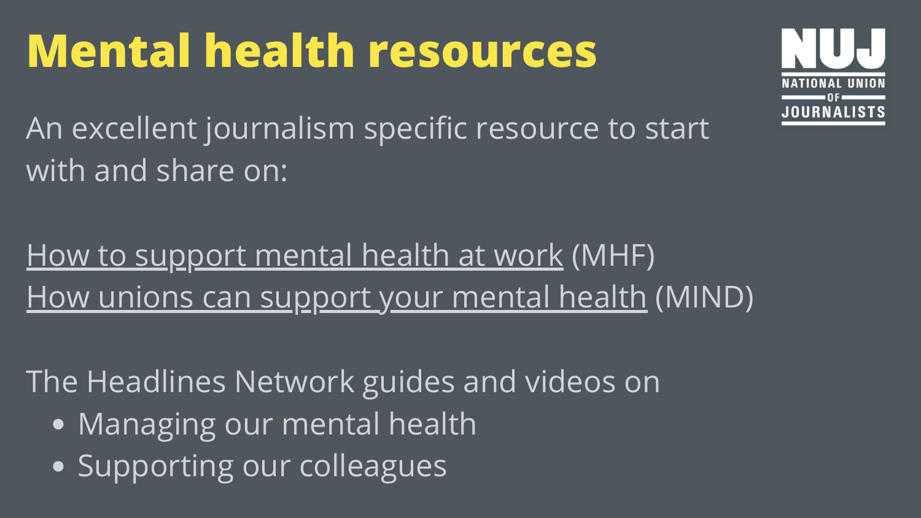# Mental health resources

NUJ NATIONAL UNION OF JOURNALISTS

An excellent journalism specific resource to start with and share on:

How to support mental health at work (MHF)
How unions can support your mental health (MIND)

The Headlines Network guides and videos on

- Managing our mental health
- Supporting our colleagues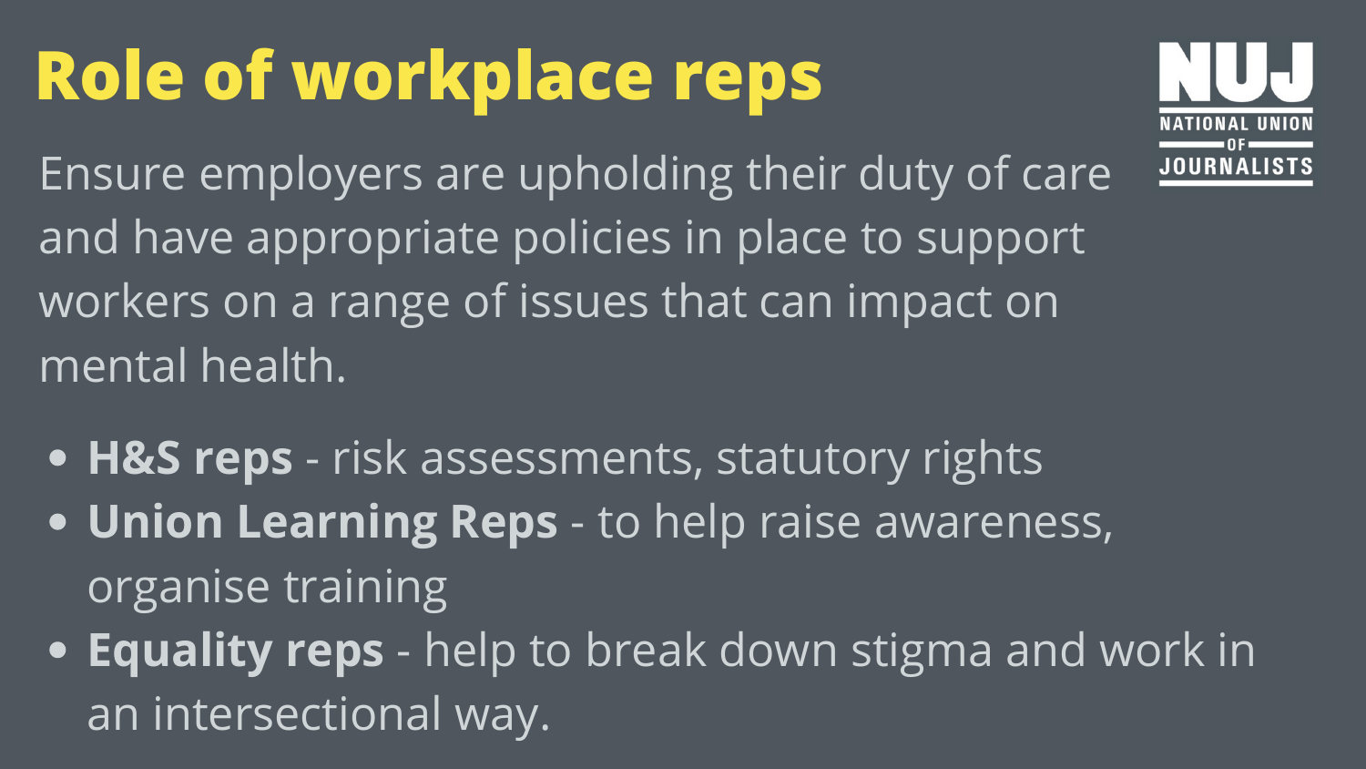# Role of workplace reps

Ensure employers are upholding their duty of care and have appropriate policies in place to support workers on a range of issues that can impact on mental health.

- **H&S reps** - risk assessments, statutory rights
- **Union Learning Reps** - to help raise awareness, organise training
- **Equality reps** - help to break down stigma and work in an intersectional way.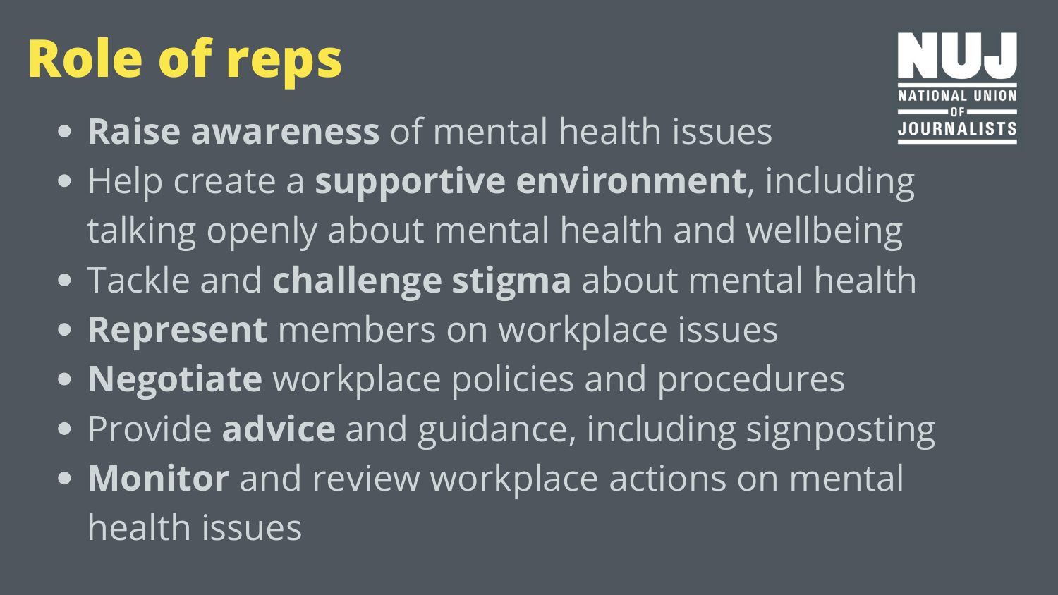# Role of reps

- **Raise awareness** of mental health issues
- Help create a **supportive environment**, including talking openly about mental health and wellbeing
- Tackle and **challenge stigma** about mental health
- **Represent** members on workplace issues
- **Negotiate** workplace policies and procedures
- Provide **advice** and guidance, including signposting
- **Monitor** and review workplace actions on mental health issues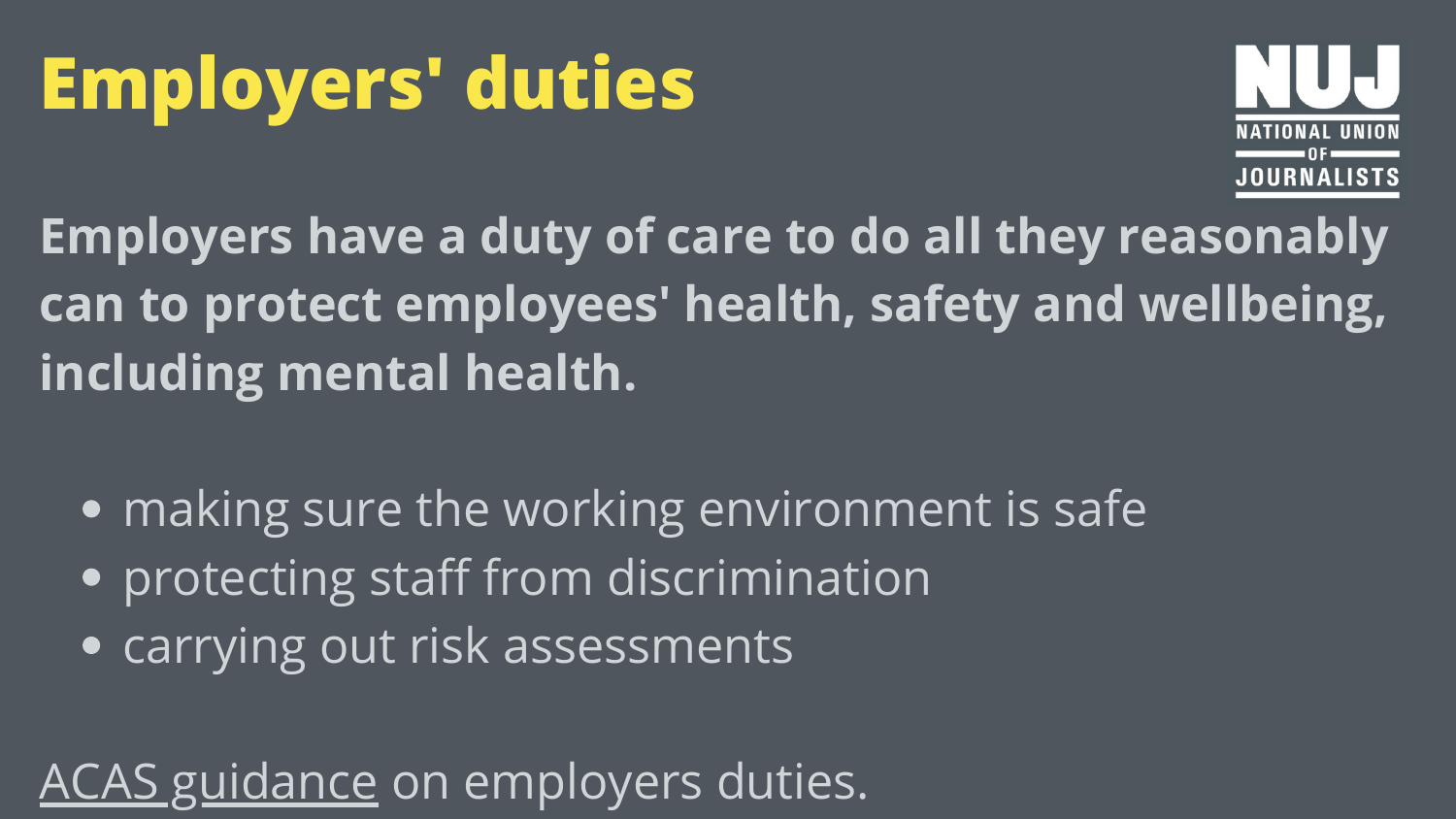# Employers' duties

NUJ NATIONAL UNION OF JOURNALISTS

**Employers have a duty of care to do all they reasonably can to protect employees' health, safety and wellbeing, including mental health.**

- making sure the working environment is safe
- protecting staff from discrimination
- carrying out risk assessments

ACAS guidance on employers duties.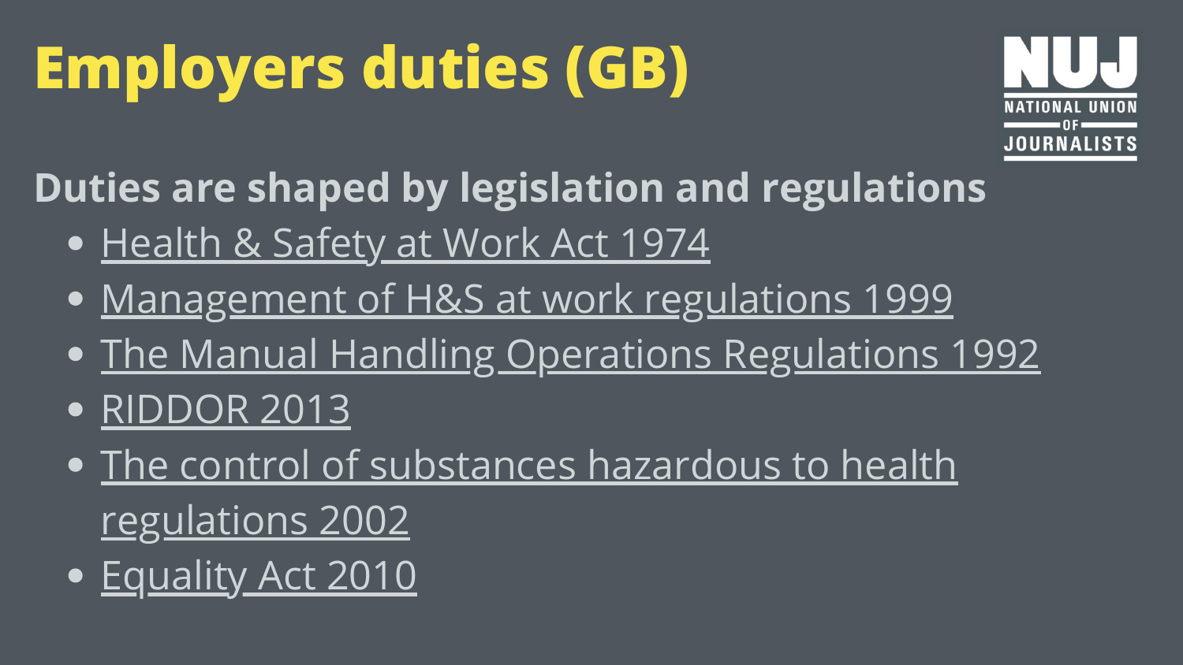# Employers duties (GB)

**Duties are shaped by legislation and regulations**

- Health & Safety at Work Act 1974
- Management of H&S at work regulations 1999
- The Manual Handling Operations Regulations 1992
- RIDDOR 2013
- The control of substances hazardous to health regulations 2002
- Equality Act 2010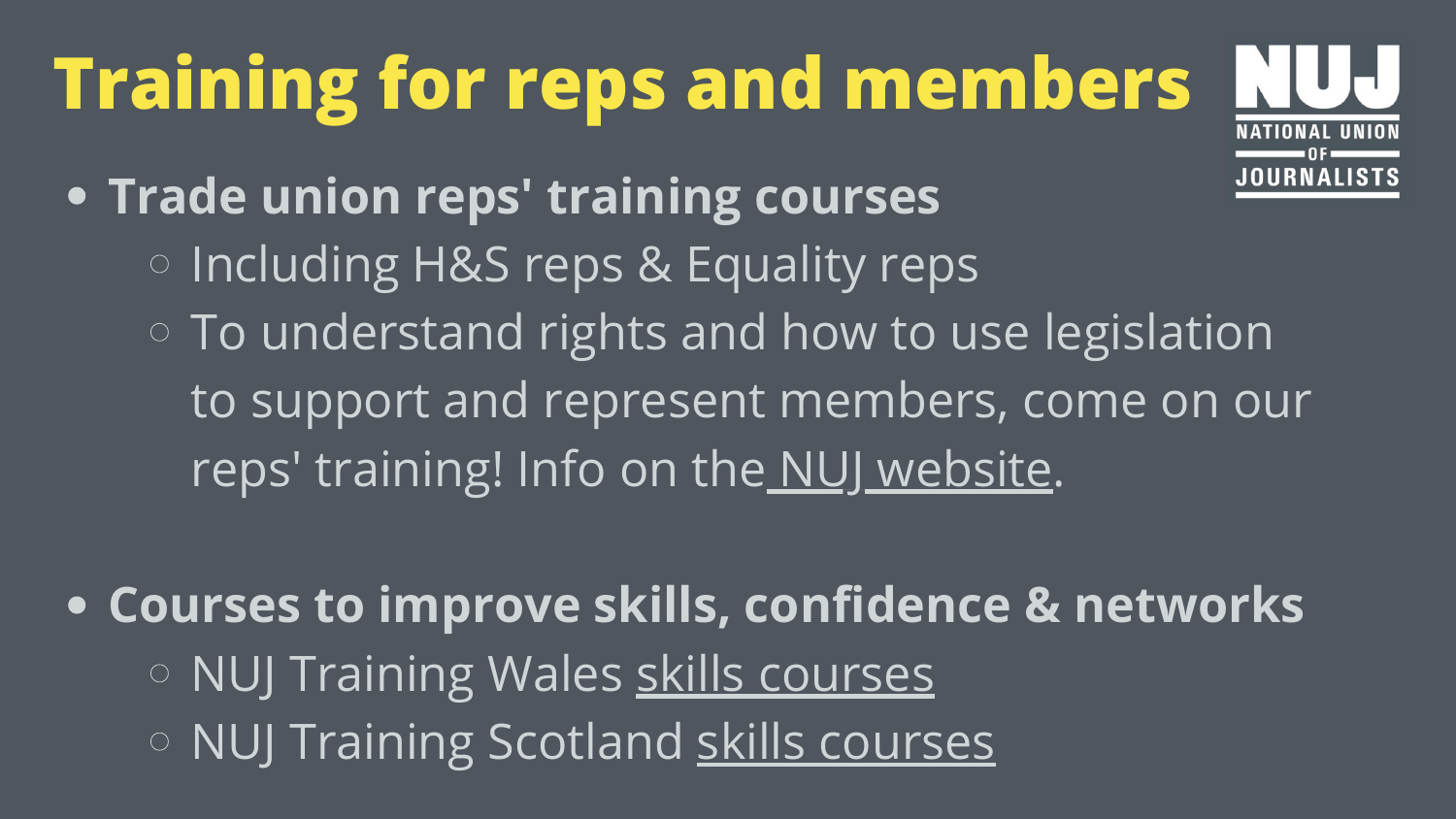# Training for reps and members

NUJ NATIONAL UNION OF JOURNALISTS

- **Trade union reps' training courses**
  - Including H&S reps & Equality reps
  - To understand rights and how to use legislation to support and represent members, come on our reps' training! Info on the NUJ website.

- **Courses to improve skills, confidence & networks**
  - NUJ Training Wales skills courses
  - NUJ Training Scotland skills courses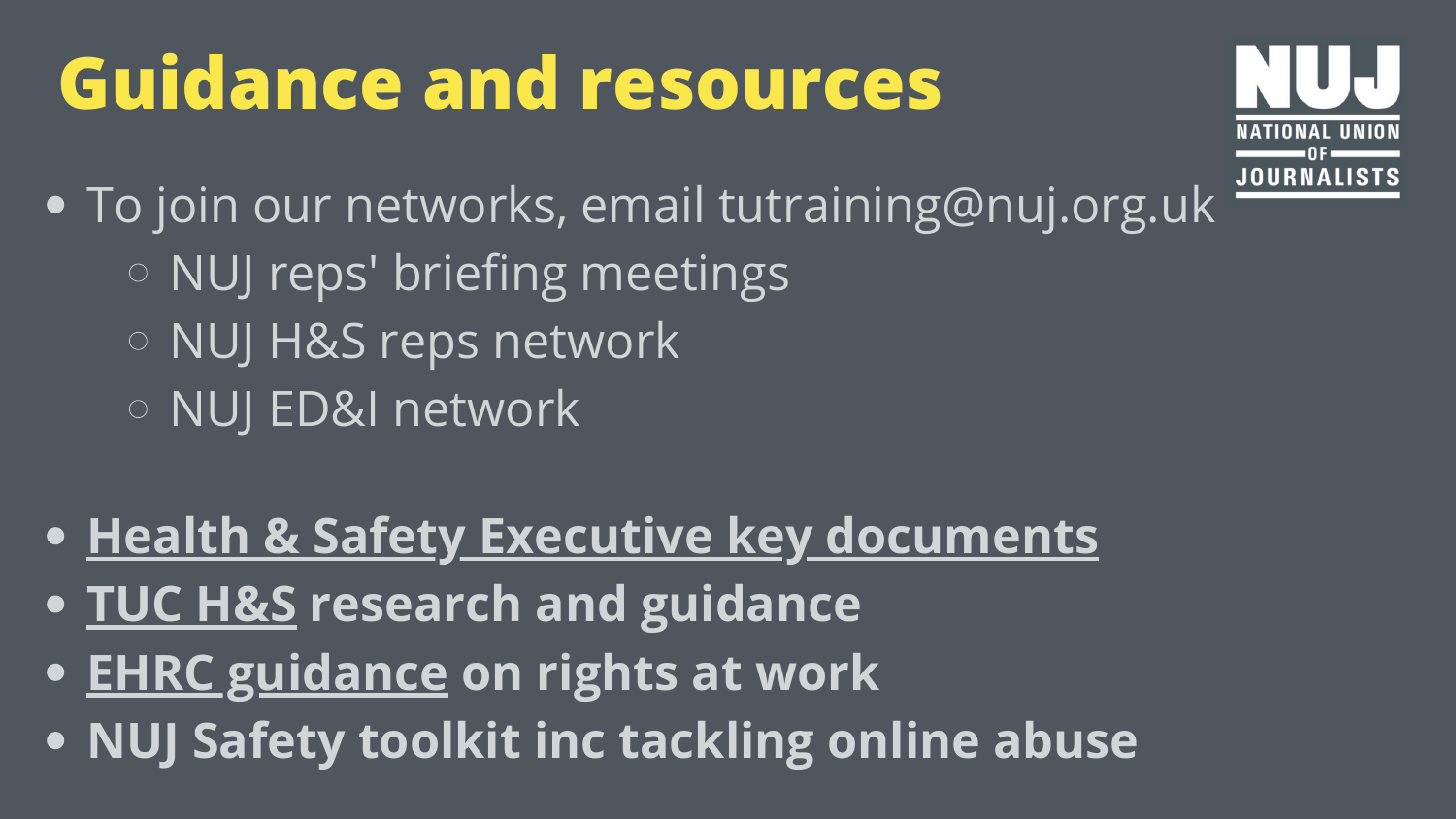# Guidance and resources

- To join our networks, email tutraining@nuj.org.uk
  - NUJ reps' briefing meetings
  - NUJ H&S reps network
  - NUJ ED&I network

- **Health & Safety Executive key documents**
- **TUC H&S research and guidance**
- **EHRC guidance on rights at work**
- **NUJ Safety toolkit inc tackling online abuse**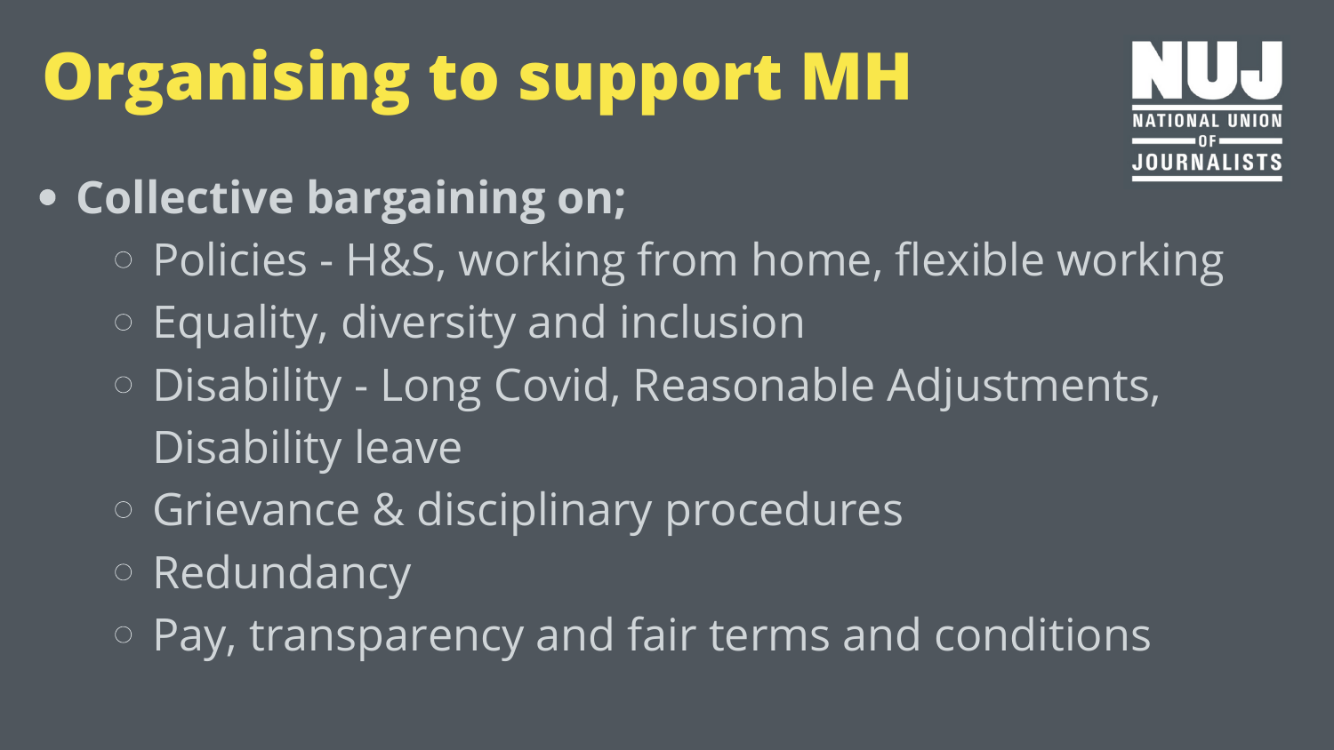# Organising to support MH

NUJ NATIONAL UNION OF JOURNALISTS

- **Collective bargaining on;**
  - Policies - H&S, working from home, flexible working
  - Equality, diversity and inclusion
  - Disability - Long Covid, Reasonable Adjustments, Disability leave
  - Grievance & disciplinary procedures
  - Redundancy
  - Pay, transparency and fair terms and conditions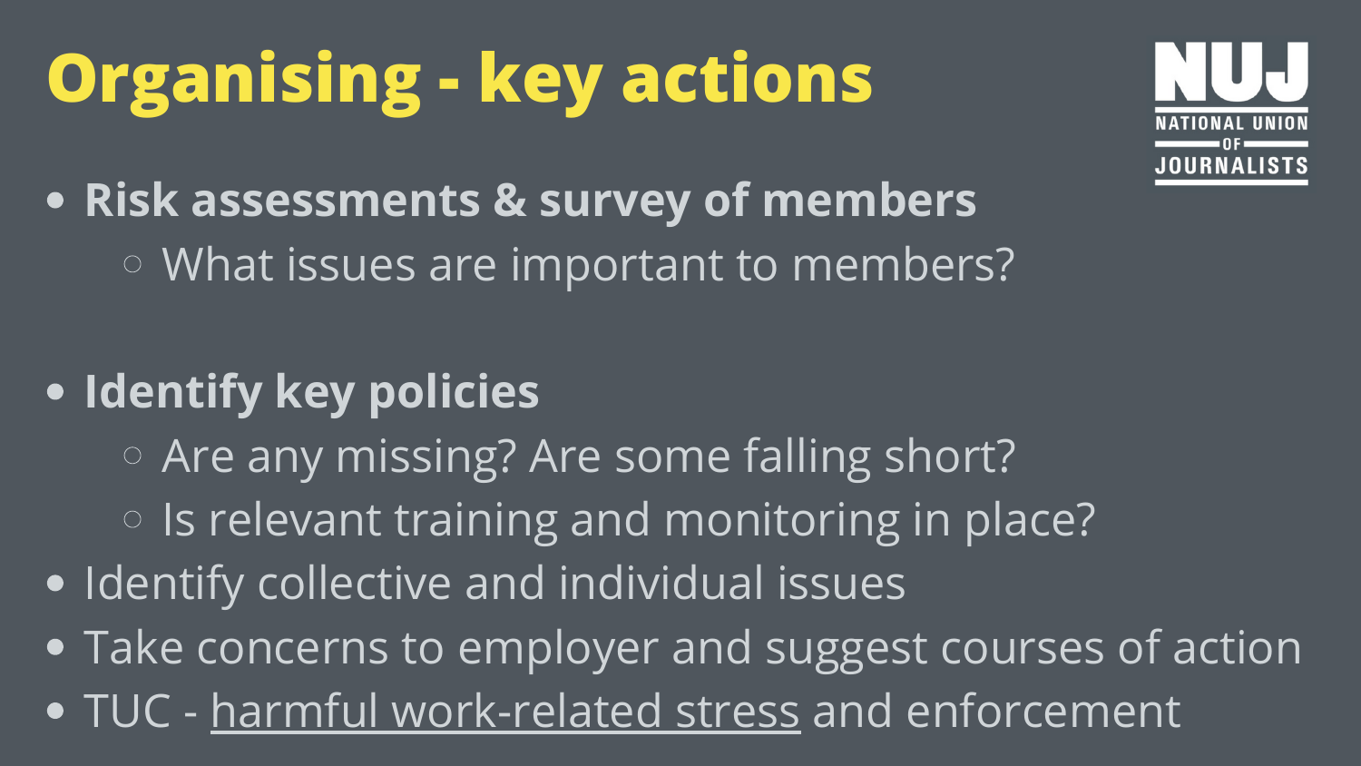# Organising - key actions

- **Risk assessments & survey of members**
  - What issues are important to members?
- **Identify key policies**
  - Are any missing? Are some falling short?
  - Is relevant training and monitoring in place?
- Identify collective and individual issues
- Take concerns to employer and suggest courses of action
- TUC - harmful work-related stress and enforcement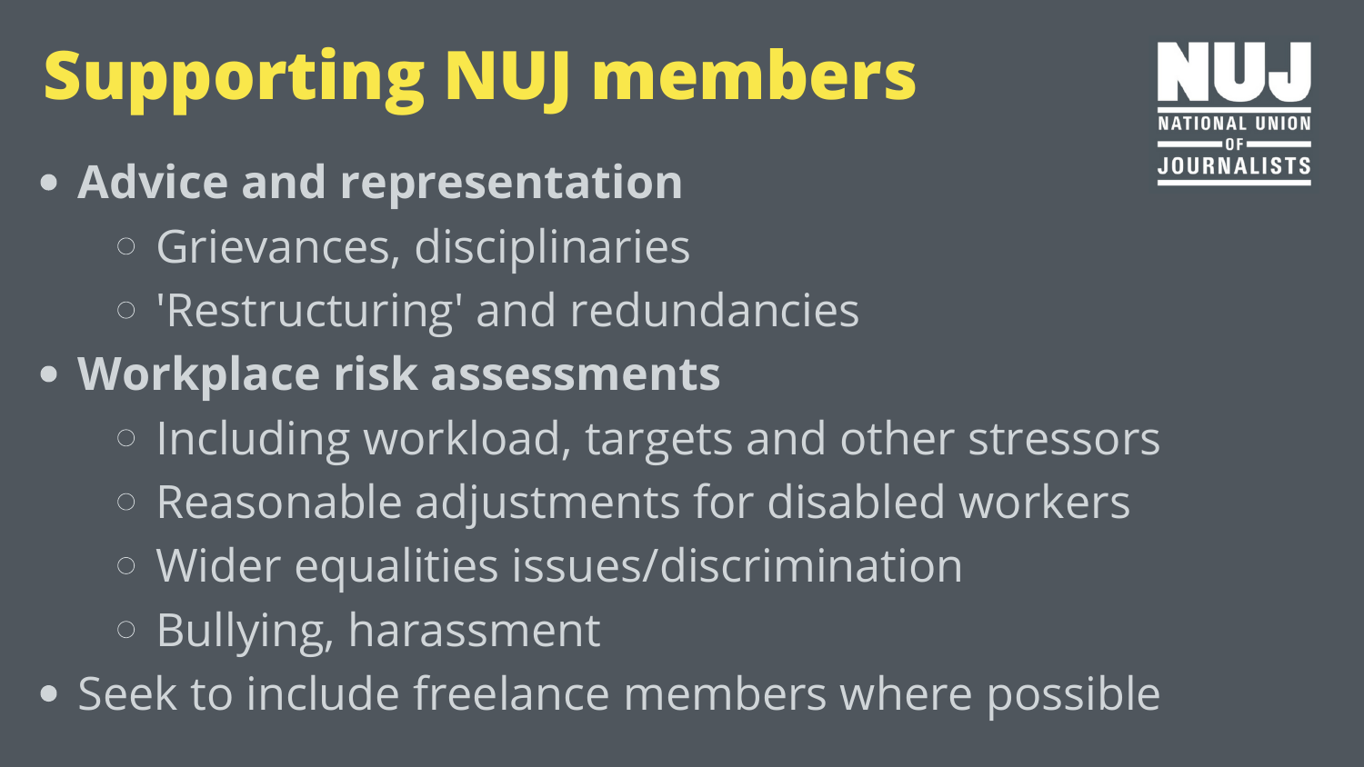# Supporting NUJ members

NUJ NATIONAL UNION OF JOURNALISTS

- **Advice and representation**
  - Grievances, disciplinaries
  - 'Restructuring' and redundancies
- **Workplace risk assessments**
  - Including workload, targets and other stressors
  - Reasonable adjustments for disabled workers
  - Wider equalities issues/discrimination
  - Bullying, harassment
- Seek to include freelance members where possible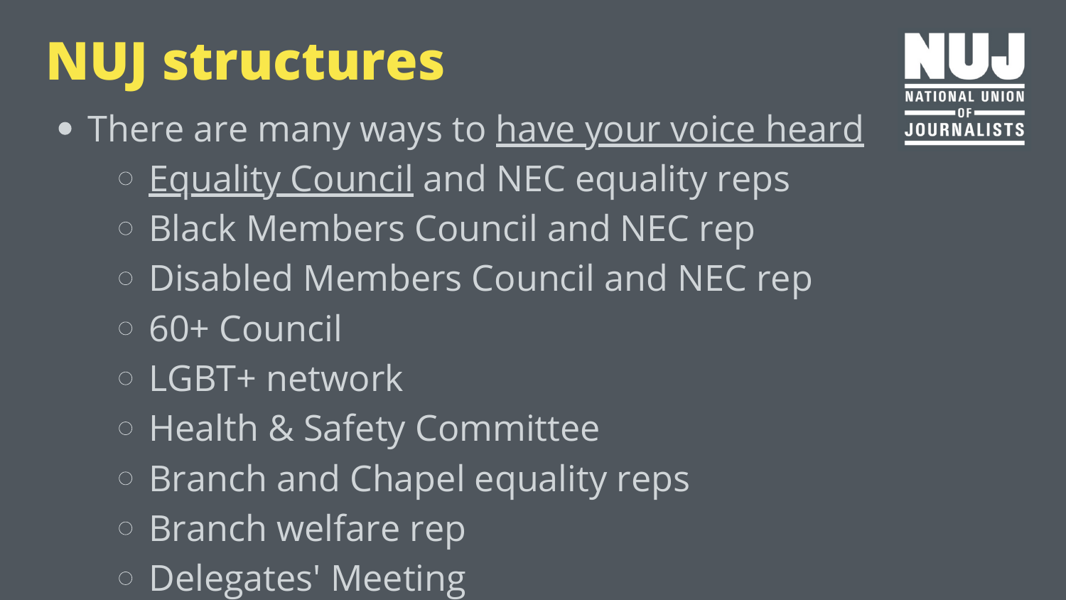# NUJ structures

- There are many ways to have your voice heard
  - Equality Council and NEC equality reps
  - Black Members Council and NEC rep
  - Disabled Members Council and NEC rep
  - 60+ Council
  - LGBT+ network
  - Health & Safety Committee
  - Branch and Chapel equality reps
  - Branch welfare rep
  - Delegates' Meeting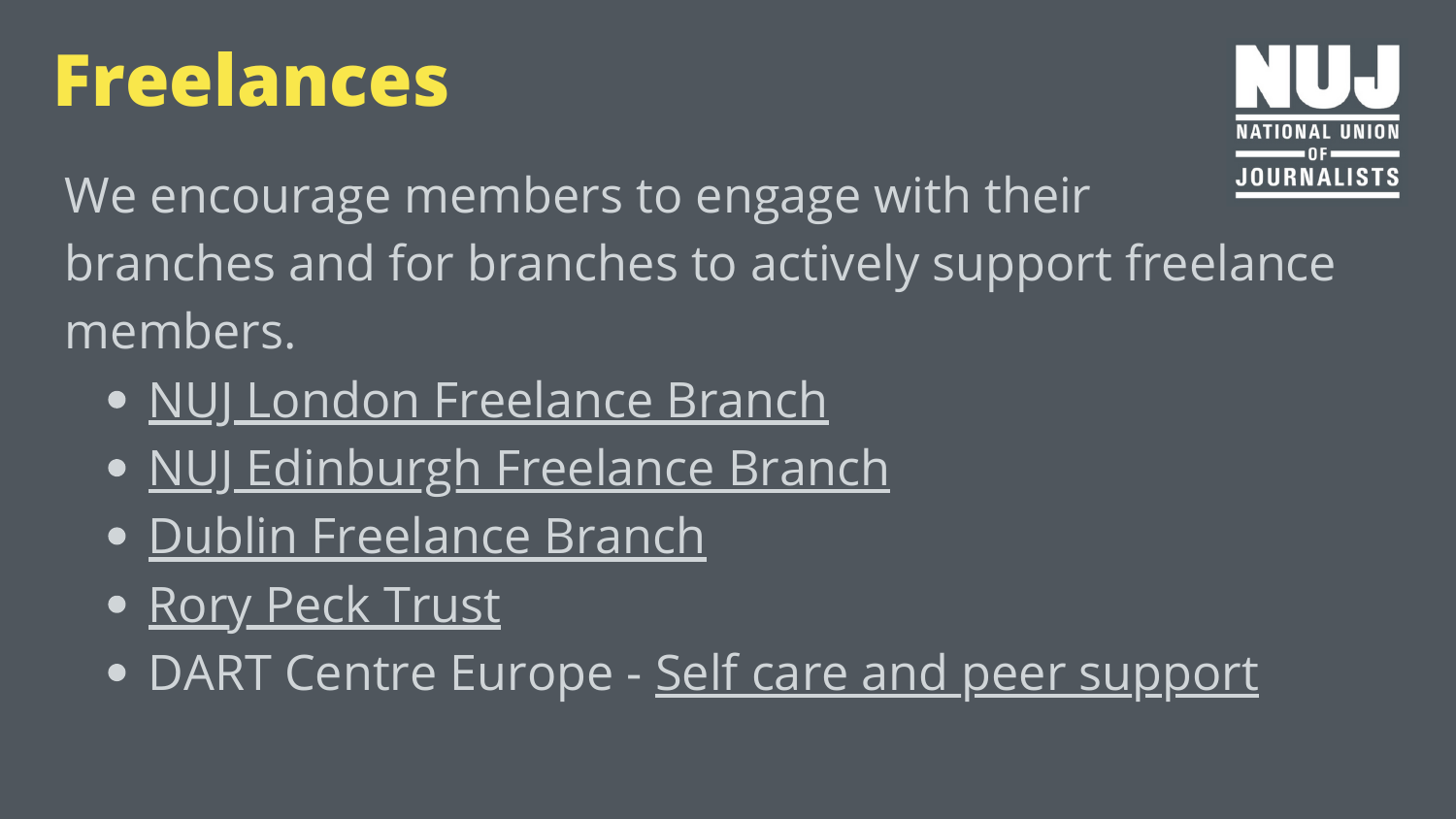# Freelances

We encourage members to engage with their branches and for branches to actively support freelance members.

- NUJ London Freelance Branch
- NUJ Edinburgh Freelance Branch
- Dublin Freelance Branch
- Rory Peck Trust
- DART Centre Europe - Self care and peer support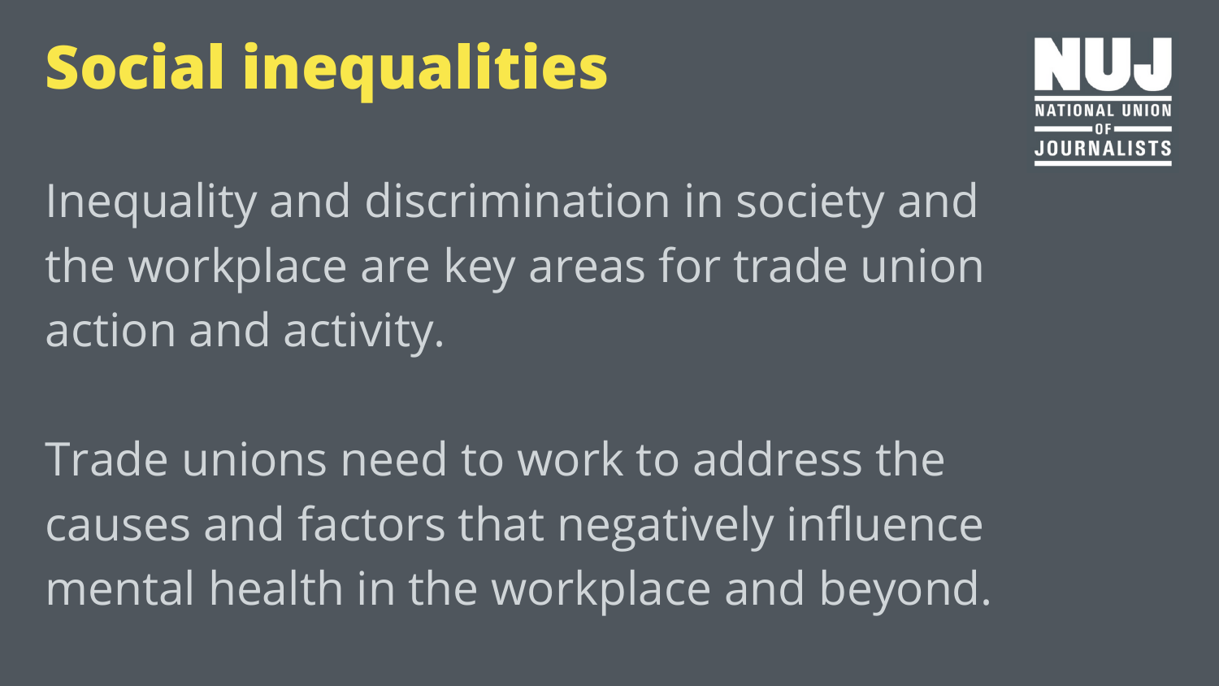# Social inequalities

Inequality and discrimination in society and the workplace are key areas for trade union action and activity.

Trade unions need to work to address the causes and factors that negatively influence mental health in the workplace and beyond.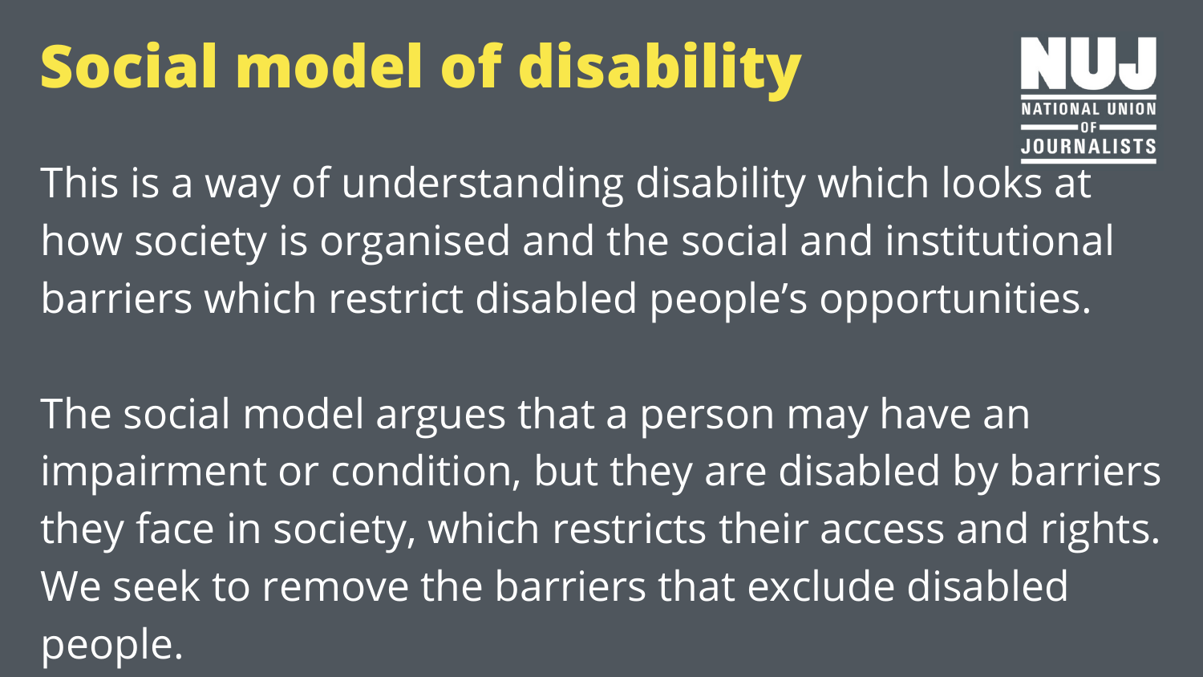# Social model of disability

NUJ
NATIONAL UNION
OF
JOURNALISTS

This is a way of understanding disability which looks at how society is organised and the social and institutional barriers which restrict disabled people's opportunities.

The social model argues that a person may have an impairment or condition, but they are disabled by barriers they face in society, which restricts their access and rights. We seek to remove the barriers that exclude disabled people.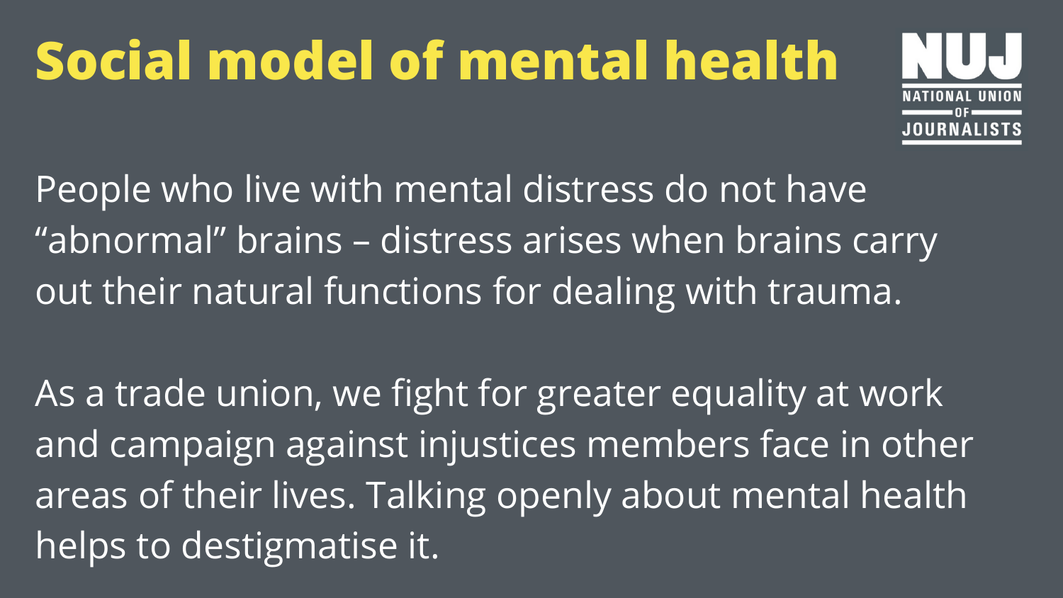# Social model of mental health

NUJ
NATIONAL UNION
OF
JOURNALISTS

People who live with mental distress do not have “abnormal” brains – distress arises when brains carry out their natural functions for dealing with trauma.

As a trade union, we fight for greater equality at work and campaign against injustices members face in other areas of their lives. Talking openly about mental health helps to destigmatise it.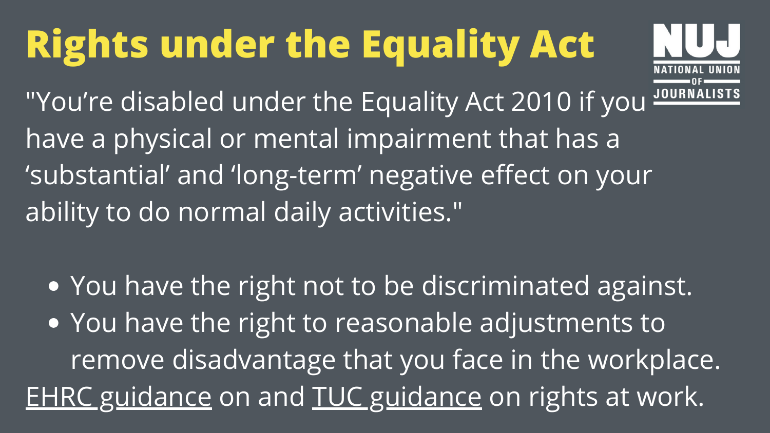# Rights under the Equality Act

"You're disabled under the Equality Act 2010 if you have a physical or mental impairment that has a 'substantial' and 'long-term' negative effect on your ability to do normal daily activities."

- You have the right not to be discriminated against.
- You have the right to reasonable adjustments to remove disadvantage that you face in the workplace.

EHRC guidance on and TUC guidance on rights at work.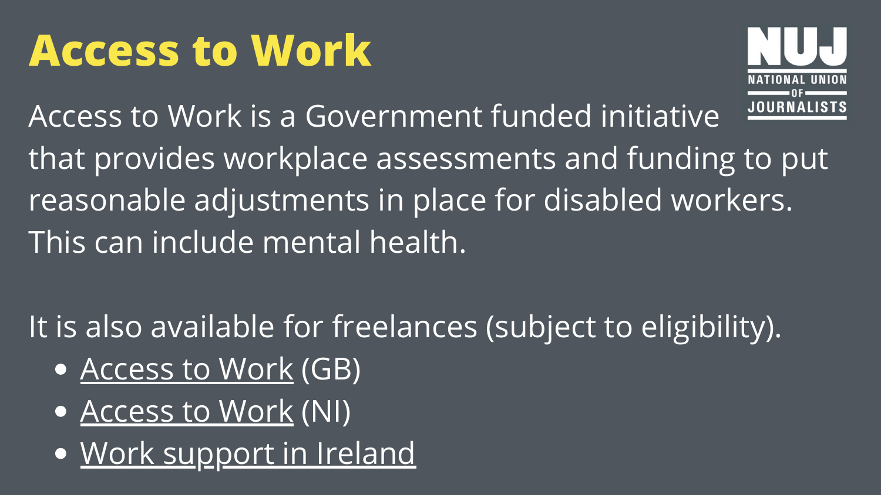# Access to Work

Access to Work is a Government funded initiative that provides workplace assessments and funding to put reasonable adjustments in place for disabled workers. This can include mental health.

It is also available for freelances (subject to eligibility).

- Access to Work (GB)
- Access to Work (NI)
- Work support in Ireland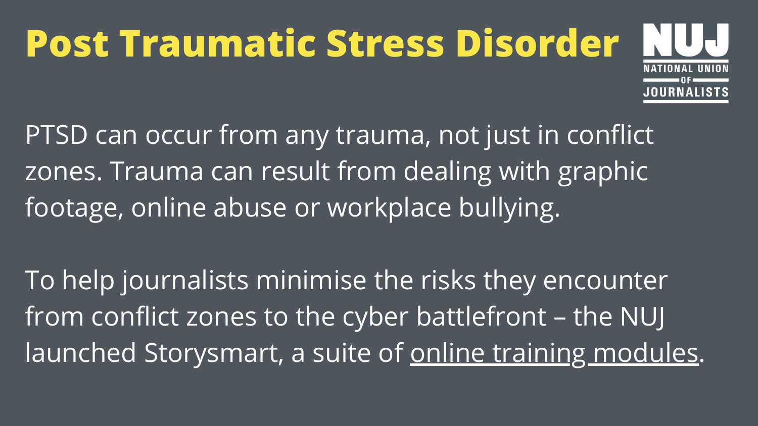# Post Traumatic Stress Disorder

NUJ NATIONAL UNION OF JOURNALISTS

PTSD can occur from any trauma, not just in conflict zones. Trauma can result from dealing with graphic footage, online abuse or workplace bullying.

To help journalists minimise the risks they encounter from conflict zones to the cyber battlefront – the NUJ launched Storysmart, a suite of online training modules.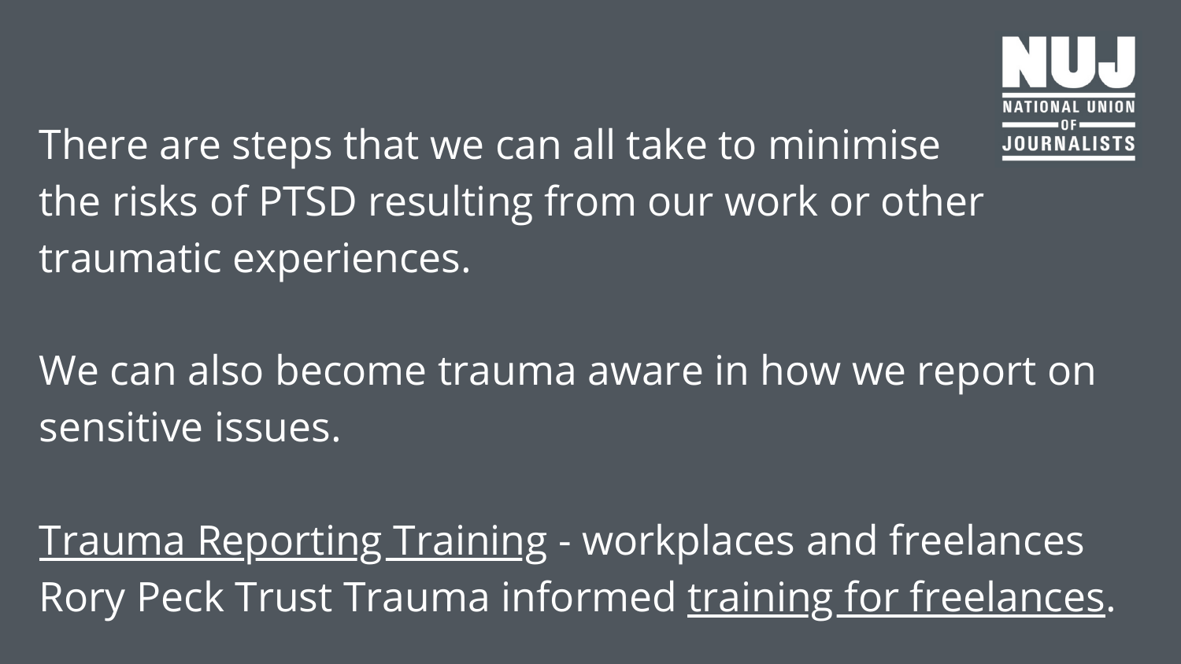There are steps that we can all take to minimise the risks of PTSD resulting from our work or other traumatic experiences.

We can also become trauma aware in how we report on sensitive issues.

Trauma Reporting Training - workplaces and freelances
Rory Peck Trust Trauma informed training for freelances.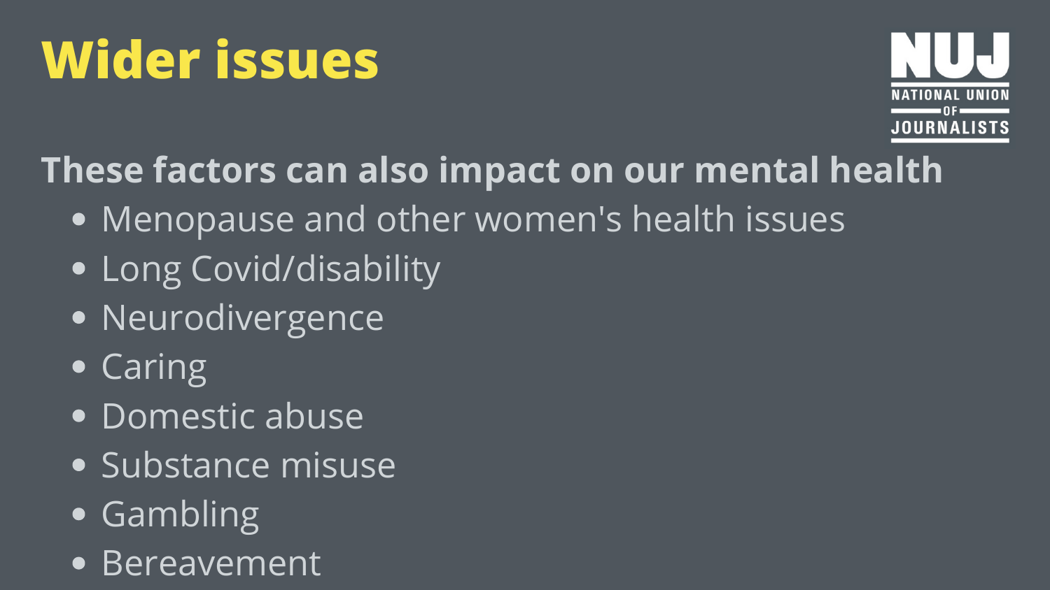# Wider issues

NUJ NATIONAL UNION OF JOURNALISTS

**These factors can also impact on our mental health**

- Menopause and other women's health issues
- Long Covid/disability
- Neurodivergence
- Caring
- Domestic abuse
- Substance misuse
- Gambling
- Bereavement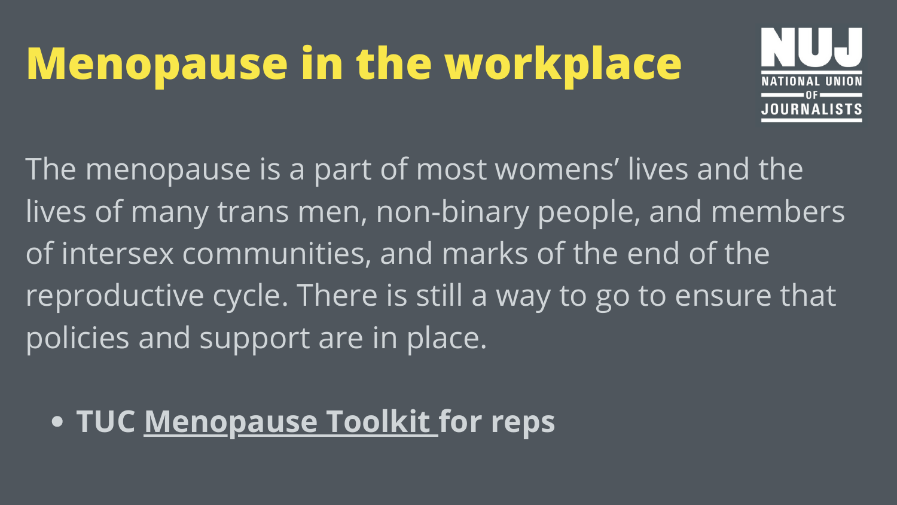# Menopause in the workplace

NUJ NATIONAL UNION OF JOURNALISTS

The menopause is a part of most womens' lives and the lives of many trans men, non-binary people, and members of intersex communities, and marks of the end of the reproductive cycle. There is still a way to go to ensure that policies and support are in place.

- **TUC Menopause Toolkit for reps**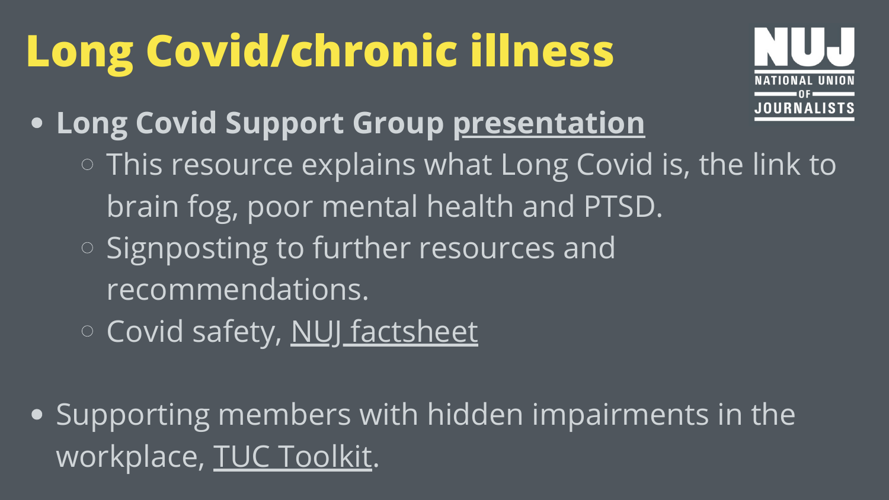# Long Covid/chronic illness

- **Long Covid Support Group presentation**
  - This resource explains what Long Covid is, the link to brain fog, poor mental health and PTSD.
  - Signposting to further resources and recommendations.
  - Covid safety, NUJ factsheet

- Supporting members with hidden impairments in the workplace, TUC Toolkit.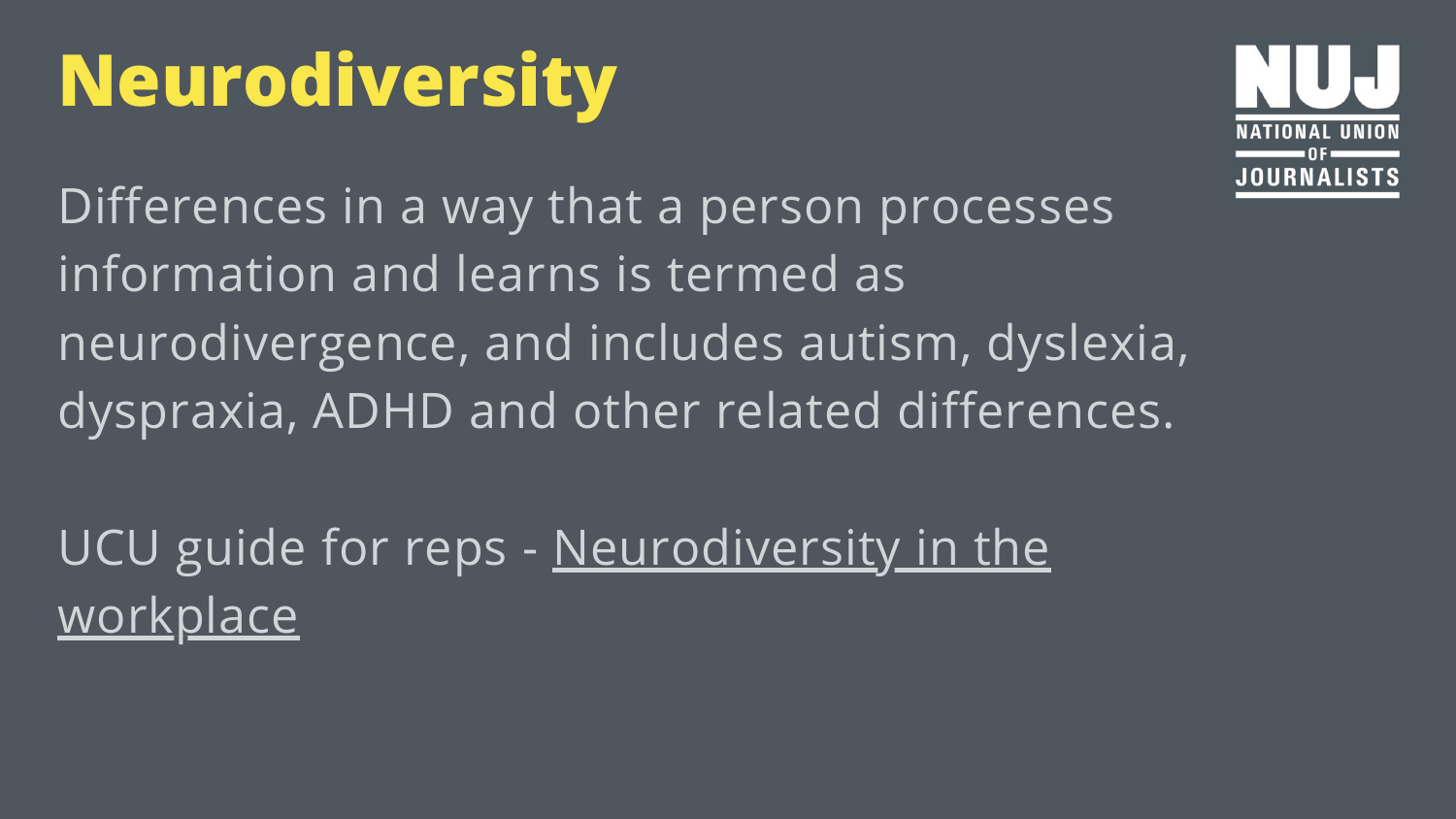# Neurodiversity

Differences in a way that a person processes information and learns is termed as neurodivergence, and includes autism, dyslexia, dyspraxia, ADHD and other related differences.

UCU guide for reps - Neurodiversity in the workplace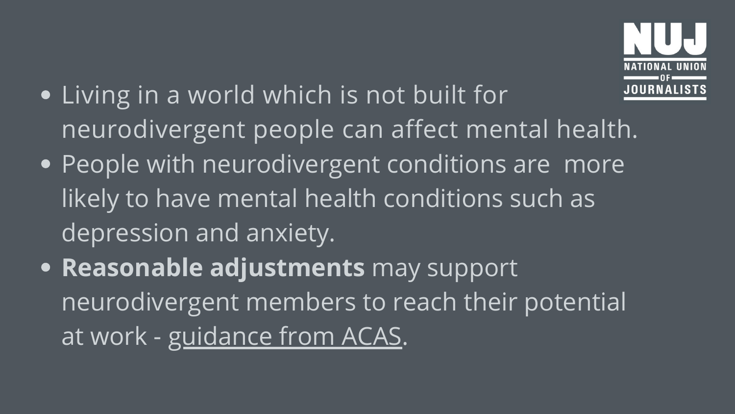- Living in a world which is not built for neurodivergent people can affect mental health.
- People with neurodivergent conditions are more likely to have mental health conditions such as depression and anxiety.
- **Reasonable adjustments** may support neurodivergent members to reach their potential at work - guidance from ACAS.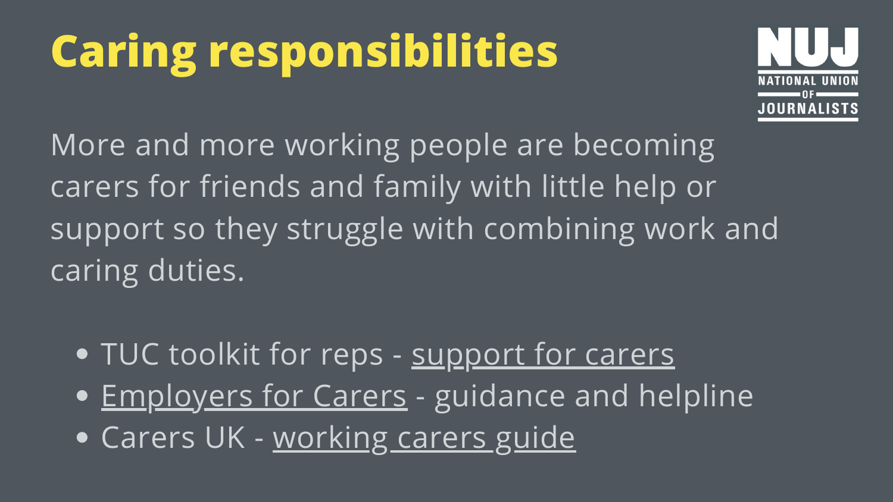# Caring responsibilities

NUJ NATIONAL UNION OF JOURNALISTS

More and more working people are becoming carers for friends and family with little help or support so they struggle with combining work and caring duties.

- TUC toolkit for reps - support for carers
- Employers for Carers - guidance and helpline
- Carers UK - working carers guide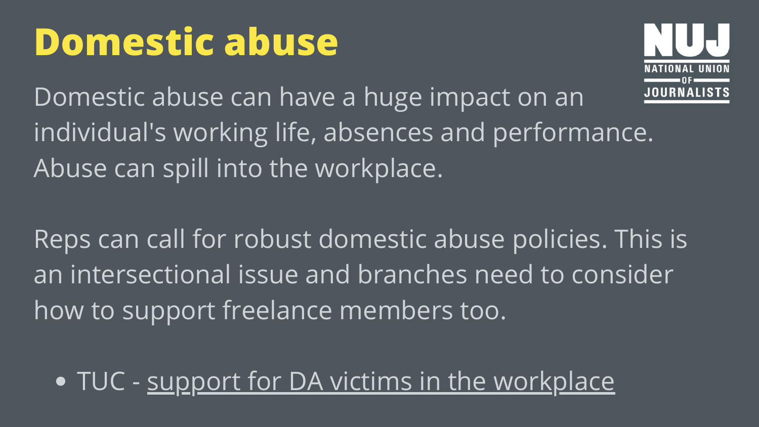# Domestic abuse

Domestic abuse can have a huge impact on an individual's working life, absences and performance. Abuse can spill into the workplace.

Reps can call for robust domestic abuse policies. This is an intersectional issue and branches need to consider how to support freelance members too.

- TUC - support for DA victims in the workplace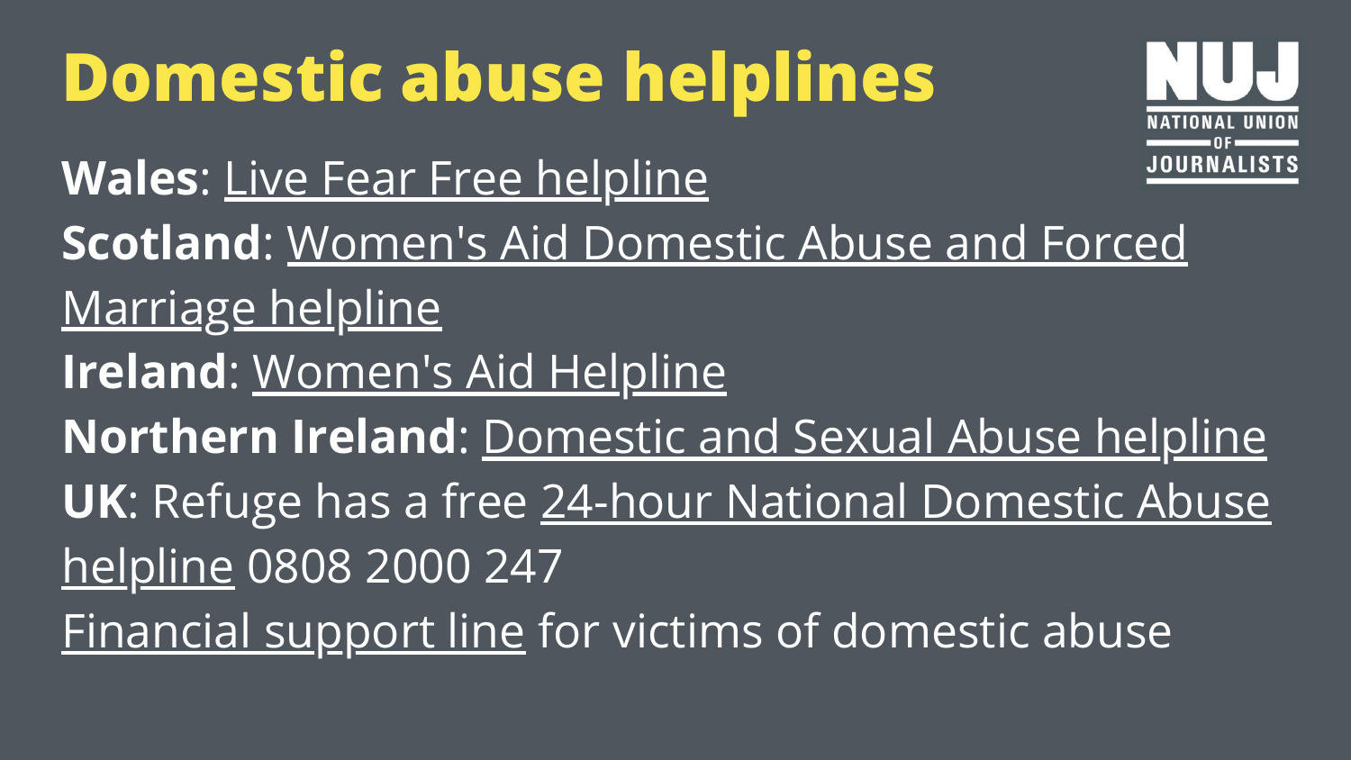# Domestic abuse helplines

NATIONAL UNION OF JOURNALISTS

**Wales**: Live Fear Free helpline

**Scotland**: Women's Aid Domestic Abuse and Forced Marriage helpline

**Ireland**: Women's Aid Helpline

**Northern Ireland**: Domestic and Sexual Abuse helpline

**UK**: Refuge has a free 24-hour National Domestic Abuse helpline 0808 2000 247

Financial support line for victims of domestic abuse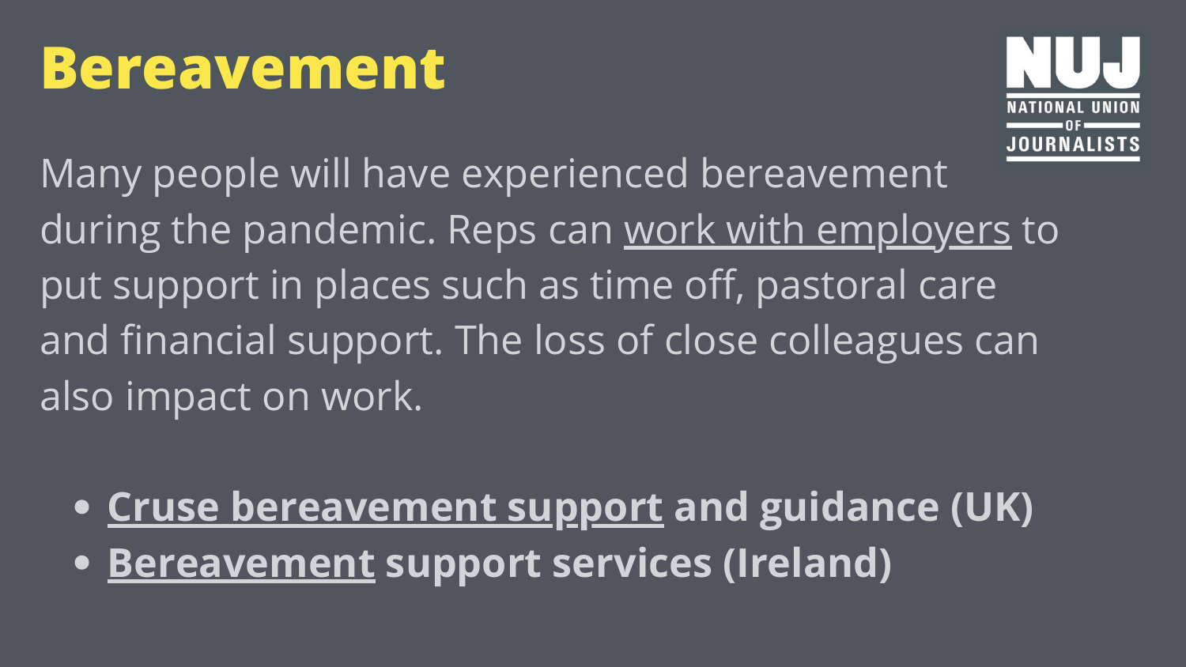# Bereavement

Many people will have experienced bereavement during the pandemic. Reps can work with employers to put support in places such as time off, pastoral care and financial support. The loss of close colleagues can also impact on work.

- **Cruse bereavement support and guidance (UK)**
- **Bereavement support services (Ireland)**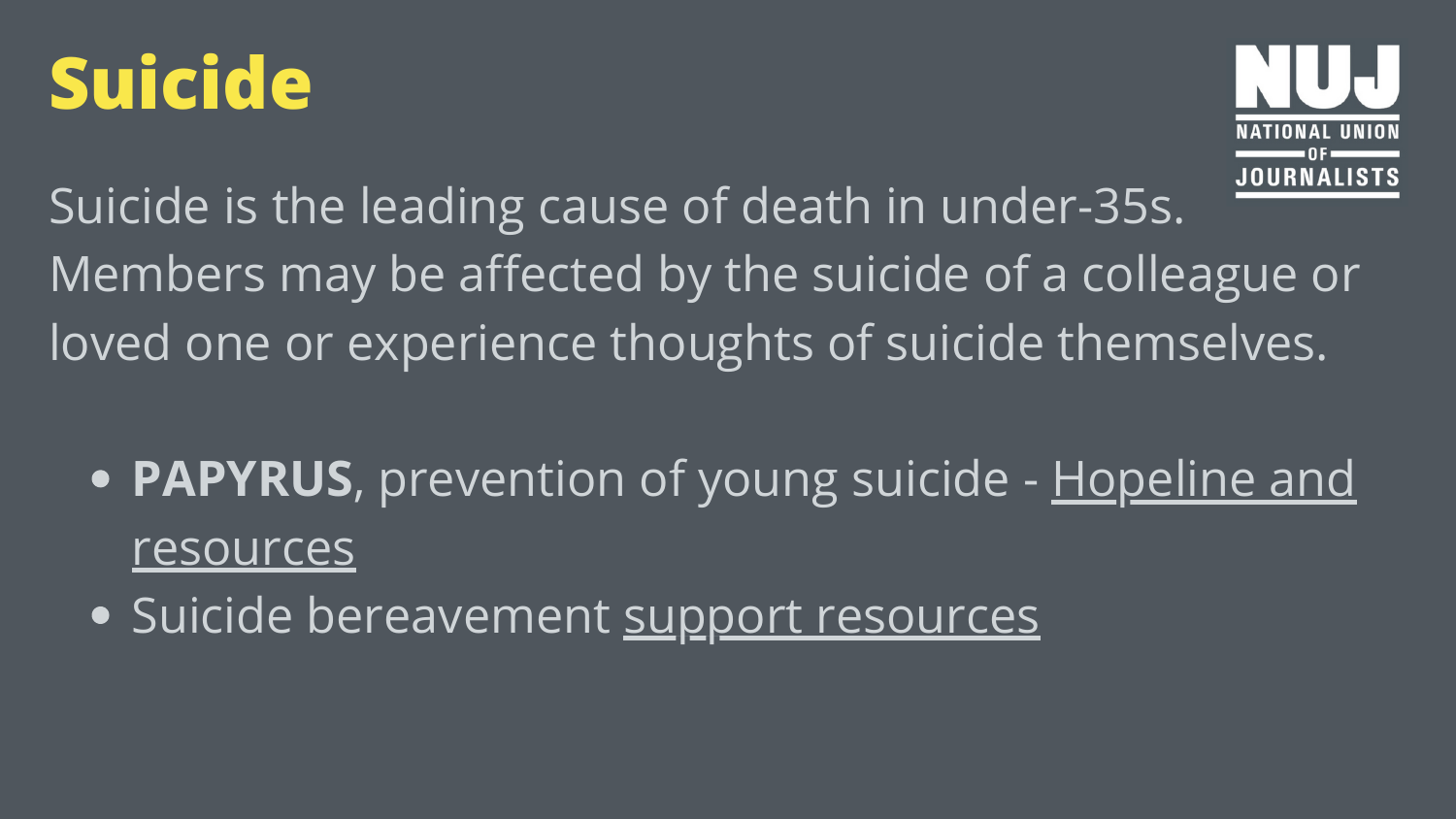# Suicide

Suicide is the leading cause of death in under-35s. Members may be affected by the suicide of a colleague or loved one or experience thoughts of suicide themselves.

- **PAPYRUS**, prevention of young suicide - Hopeline and resources
- Suicide bereavement support resources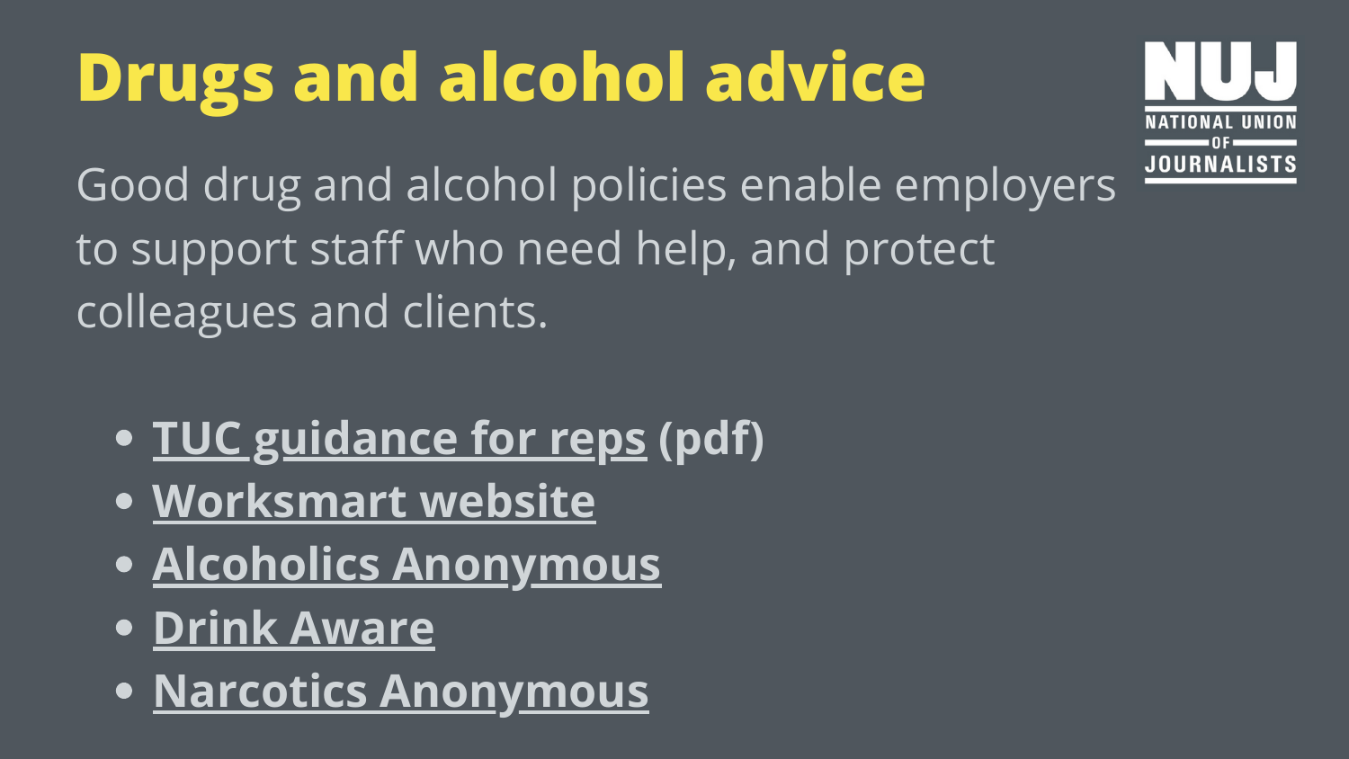# Drugs and alcohol advice

NATIONAL UNION OF JOURNALISTS

Good drug and alcohol policies enable employers to support staff who need help, and protect colleagues and clients.

- **TUC guidance for reps** (pdf)
- **Worksmart website**
- **Alcoholics Anonymous**
- **Drink Aware**
- **Narcotics Anonymous**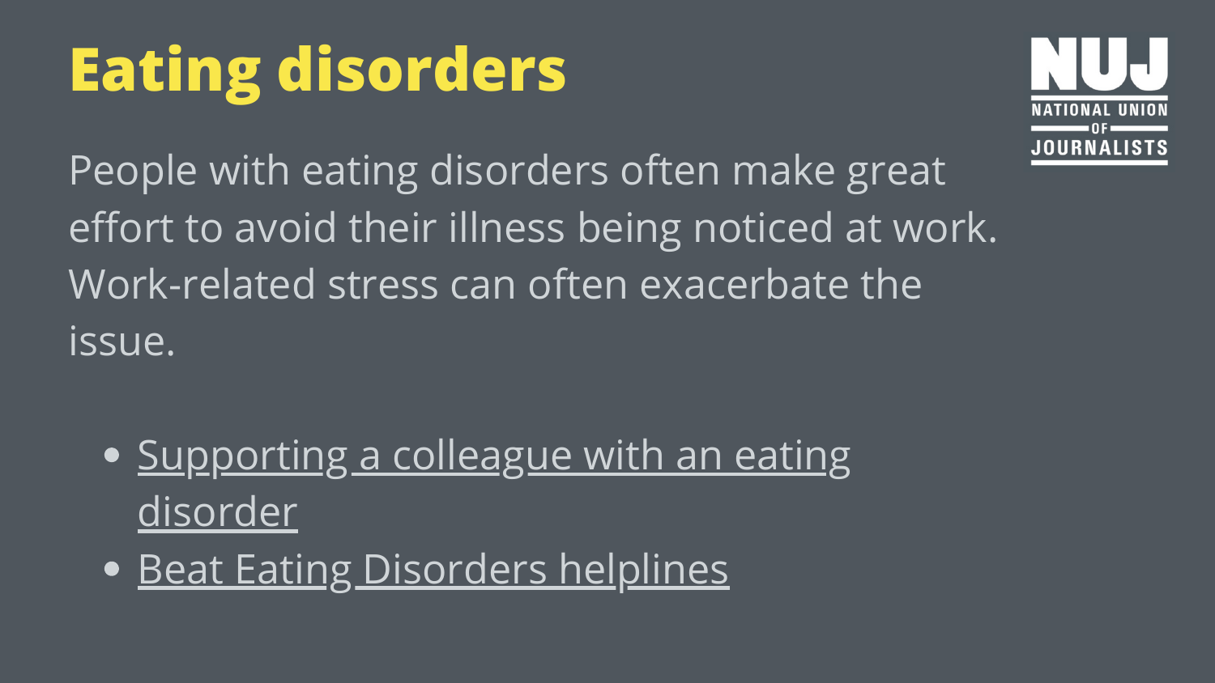# Eating disorders

People with eating disorders often make great effort to avoid their illness being noticed at work. Work-related stress can often exacerbate the issue.

- Supporting a colleague with an eating disorder
- Beat Eating Disorders helplines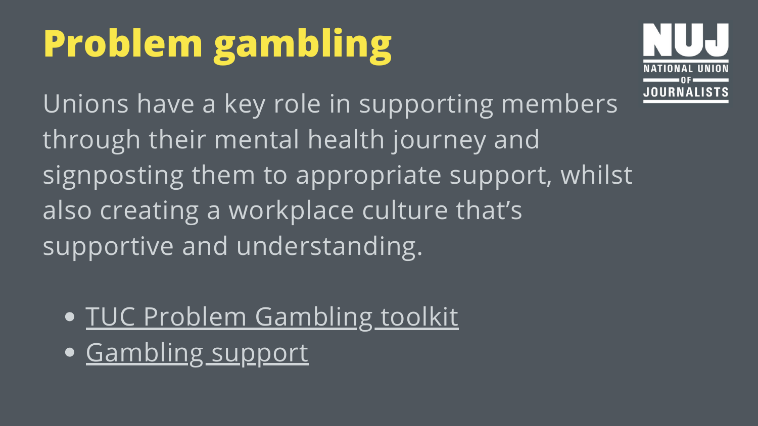# Problem gambling

Unions have a key role in supporting members through their mental health journey and signposting them to appropriate support, whilst also creating a workplace culture that's supportive and understanding.

- TUC Problem Gambling toolkit
- Gambling support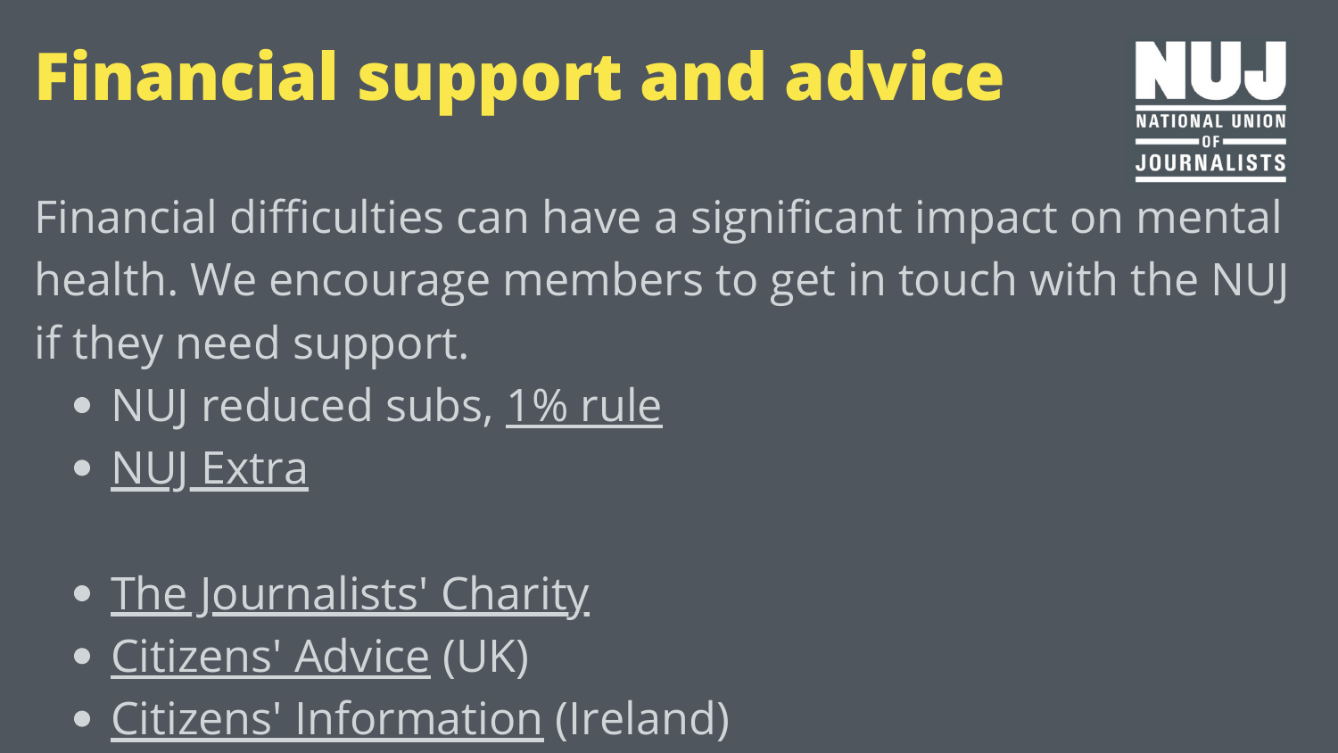# Financial support and advice

NUJ NATIONAL UNION OF JOURNALISTS

Financial difficulties can have a significant impact on mental health. We encourage members to get in touch with the NUJ if they need support.

- NUJ reduced subs, 1% rule
- NUJ Extra

- The Journalists' Charity
- Citizens' Advice (UK)
- Citizens' Information (Ireland)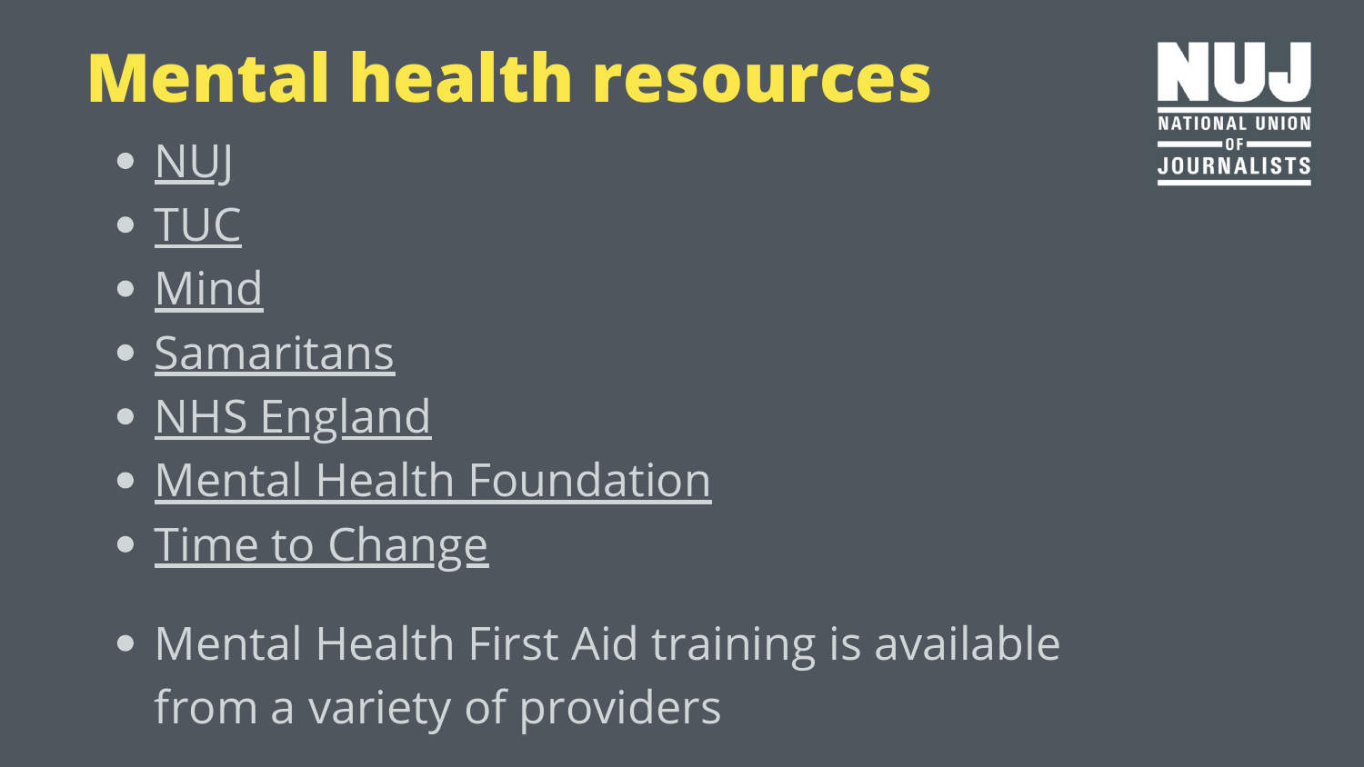# Mental health resources

NUJ
NATIONAL UNION OF JOURNALISTS

- NUJ
- TUC
- Mind
- Samaritans
- NHS England
- Mental Health Foundation
- Time to Change

- Mental Health First Aid training is available from a variety of providers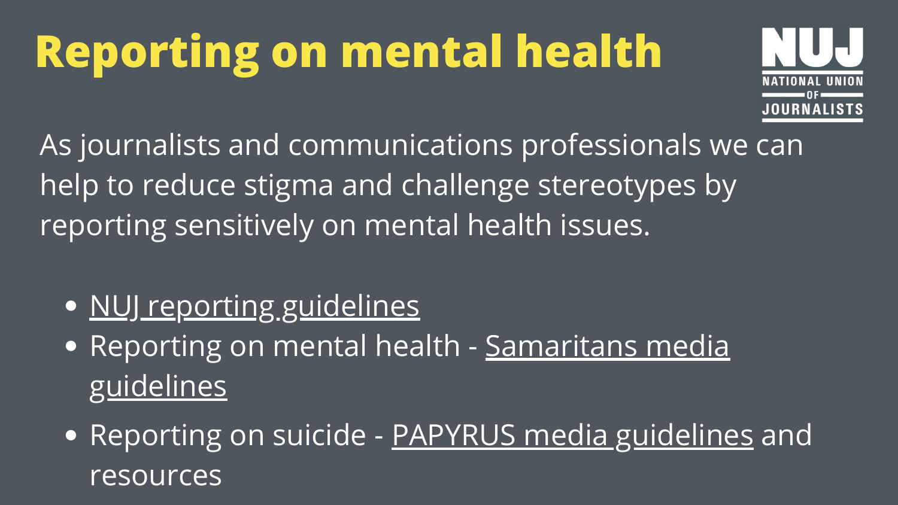# Reporting on mental health

NUJ NATIONAL UNION OF JOURNALISTS

As journalists and communications professionals we can help to reduce stigma and challenge stereotypes by reporting sensitively on mental health issues.

- NUJ reporting guidelines
- Reporting on mental health - Samaritans media guidelines
- Reporting on suicide - PAPYRUS media guidelines and resources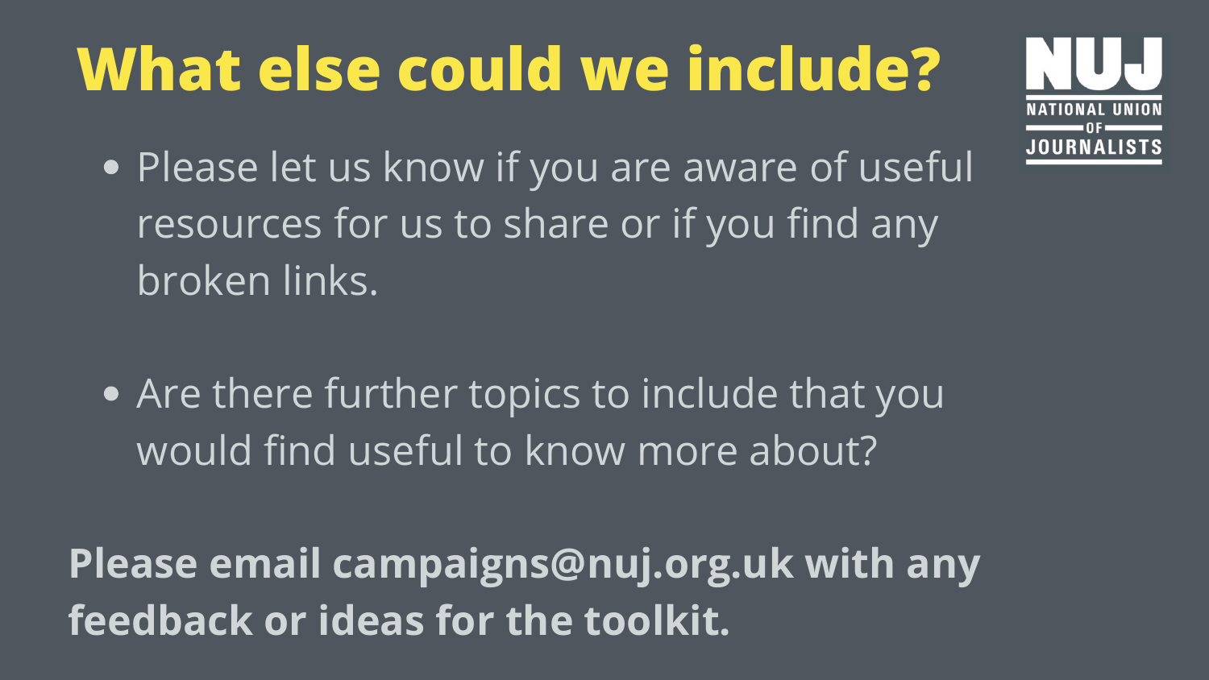# What else could we include?

NUJ NATIONAL UNION OF JOURNALISTS

- Please let us know if you are aware of useful resources for us to share or if you find any broken links.
- Are there further topics to include that you would find useful to know more about?

**Please email campaigns@nuj.org.uk with any feedback or ideas for the toolkit.**